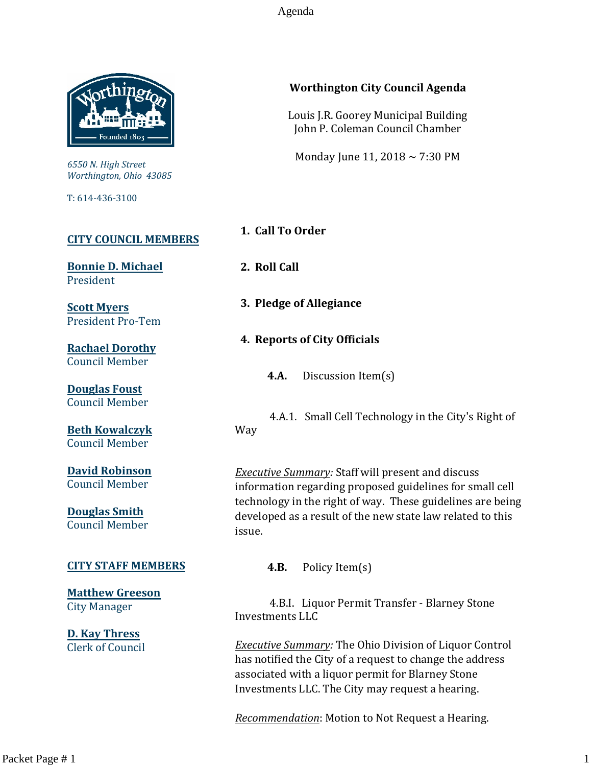# Worthington City Council Agenda

Louis J.R. Goorey Municipal Building
John P. Coleman Council Chamber

Monday June 11, 2018 ~ 7:30 PM

*6550 N. High Street*
*Worthington, Ohio 43085*

T: 614-436-3100

**CITY COUNCIL MEMBERS**

**Bonnie D. Michael**
President

**Scott Myers**
President Pro-Tem

**Rachael Dorothy**
Council Member

**Douglas Foust**
Council Member

**Beth Kowalczyk**
Council Member

**David Robinson**
Council Member

**Douglas Smith**
Council Member

**CITY STAFF MEMBERS**

**Matthew Greeson**
City Manager

**D. Kay Thress**
Clerk of Council

## 1. Call To Order

## 2. Roll Call

## 3. Pledge of Allegiance

## 4. Reports of City Officials

**4.A.** Discussion Item(s)

4.A.1. Small Cell Technology in the City's Right of Way

*Executive Summary:* Staff will present and discuss information regarding proposed guidelines for small cell technology in the right of way. These guidelines are being developed as a result of the new state law related to this issue.

**4.B.** Policy Item(s)

4.B.I. Liquor Permit Transfer - Blarney Stone Investments LLC

*Executive Summary:* The Ohio Division of Liquor Control has notified the City of a request to change the address associated with a liquor permit for Blarney Stone Investments LLC. The City may request a hearing.

*Recommendation*: Motion to Not Request a Hearing.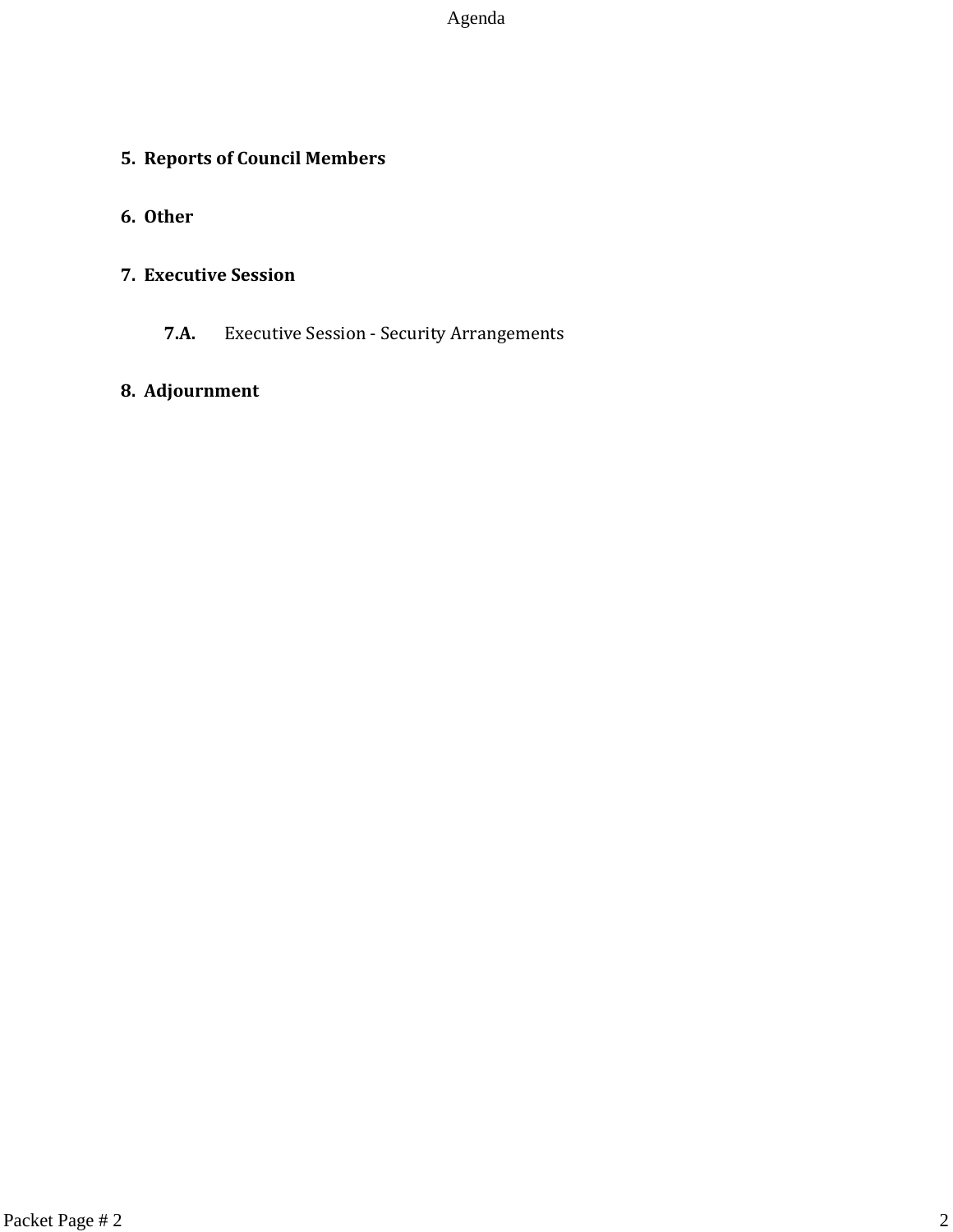**5. Reports of Council Members**

**6. Other**

**7. Executive Session**

**7.A.** Executive Session - Security Arrangements

**8. Adjournment**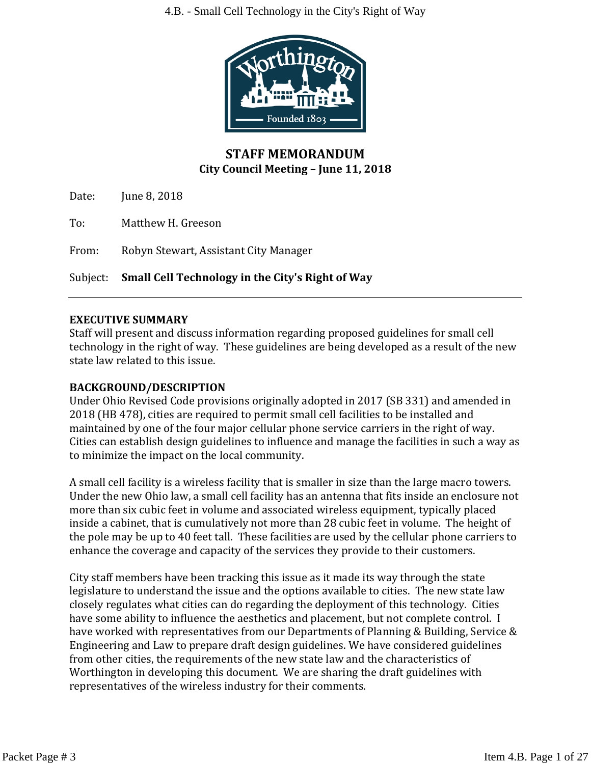# STAFF MEMORANDUM

**City Council Meeting – June 11, 2018**

Date: June 8, 2018

To: Matthew H. Greeson

From: Robyn Stewart, Assistant City Manager

Subject: **Small Cell Technology in the City's Right of Way**

---

## EXECUTIVE SUMMARY

Staff will present and discuss information regarding proposed guidelines for small cell technology in the right of way. These guidelines are being developed as a result of the new state law related to this issue.

## BACKGROUND/DESCRIPTION

Under Ohio Revised Code provisions originally adopted in 2017 (SB 331) and amended in 2018 (HB 478), cities are required to permit small cell facilities to be installed and maintained by one of the four major cellular phone service carriers in the right of way. Cities can establish design guidelines to influence and manage the facilities in such a way as to minimize the impact on the local community.

A small cell facility is a wireless facility that is smaller in size than the large macro towers. Under the new Ohio law, a small cell facility has an antenna that fits inside an enclosure not more than six cubic feet in volume and associated wireless equipment, typically placed inside a cabinet, that is cumulatively not more than 28 cubic feet in volume. The height of the pole may be up to 40 feet tall. These facilities are used by the cellular phone carriers to enhance the coverage and capacity of the services they provide to their customers.

City staff members have been tracking this issue as it made its way through the state legislature to understand the issue and the options available to cities. The new state law closely regulates what cities can do regarding the deployment of this technology. Cities have some ability to influence the aesthetics and placement, but not complete control. I have worked with representatives from our Departments of Planning & Building, Service & Engineering and Law to prepare draft design guidelines. We have considered guidelines from other cities, the requirements of the new state law and the characteristics of Worthington in developing this document. We are sharing the draft guidelines with representatives of the wireless industry for their comments.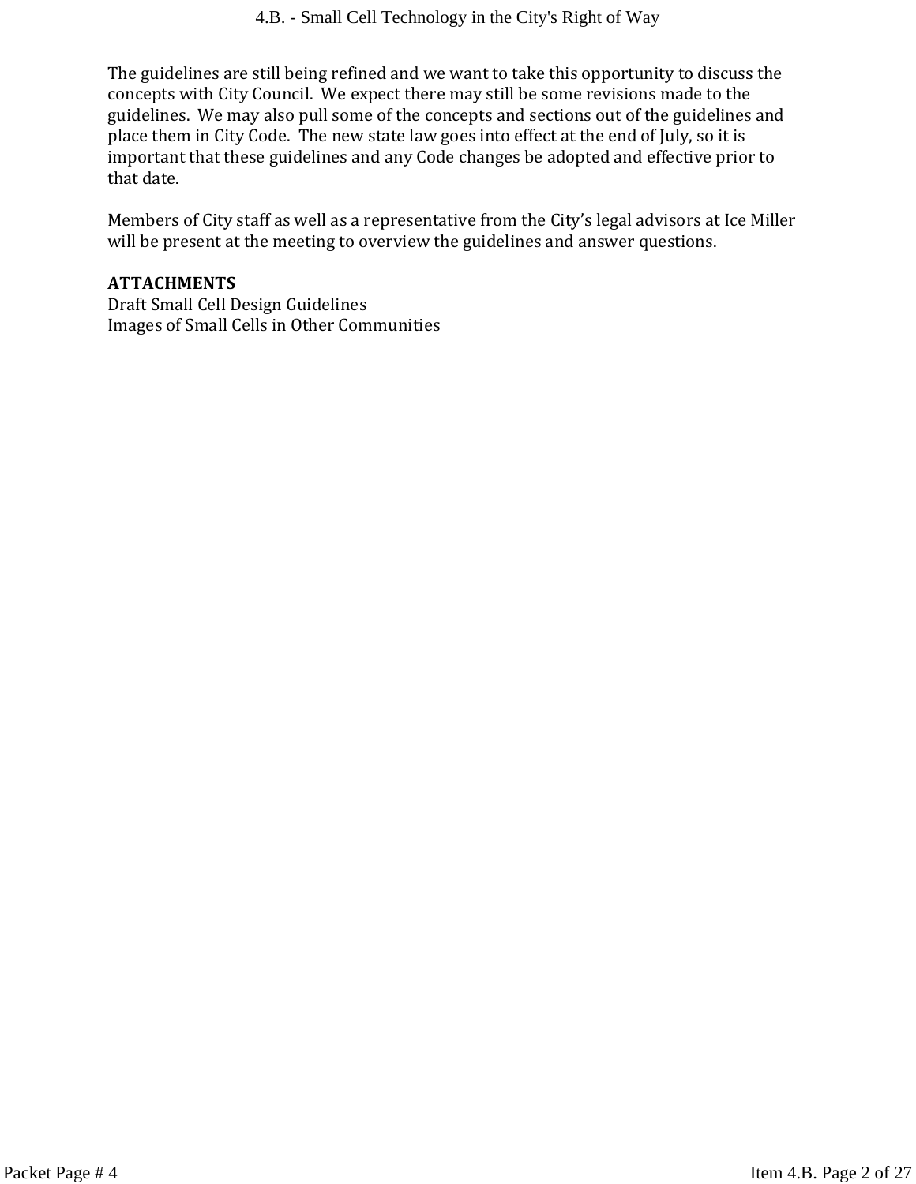The guidelines are still being refined and we want to take this opportunity to discuss the concepts with City Council. We expect there may still be some revisions made to the guidelines. We may also pull some of the concepts and sections out of the guidelines and place them in City Code. The new state law goes into effect at the end of July, so it is important that these guidelines and any Code changes be adopted and effective prior to that date.

Members of City staff as well as a representative from the City's legal advisors at Ice Miller will be present at the meeting to overview the guidelines and answer questions.

**ATTACHMENTS**
Draft Small Cell Design Guidelines
Images of Small Cells in Other Communities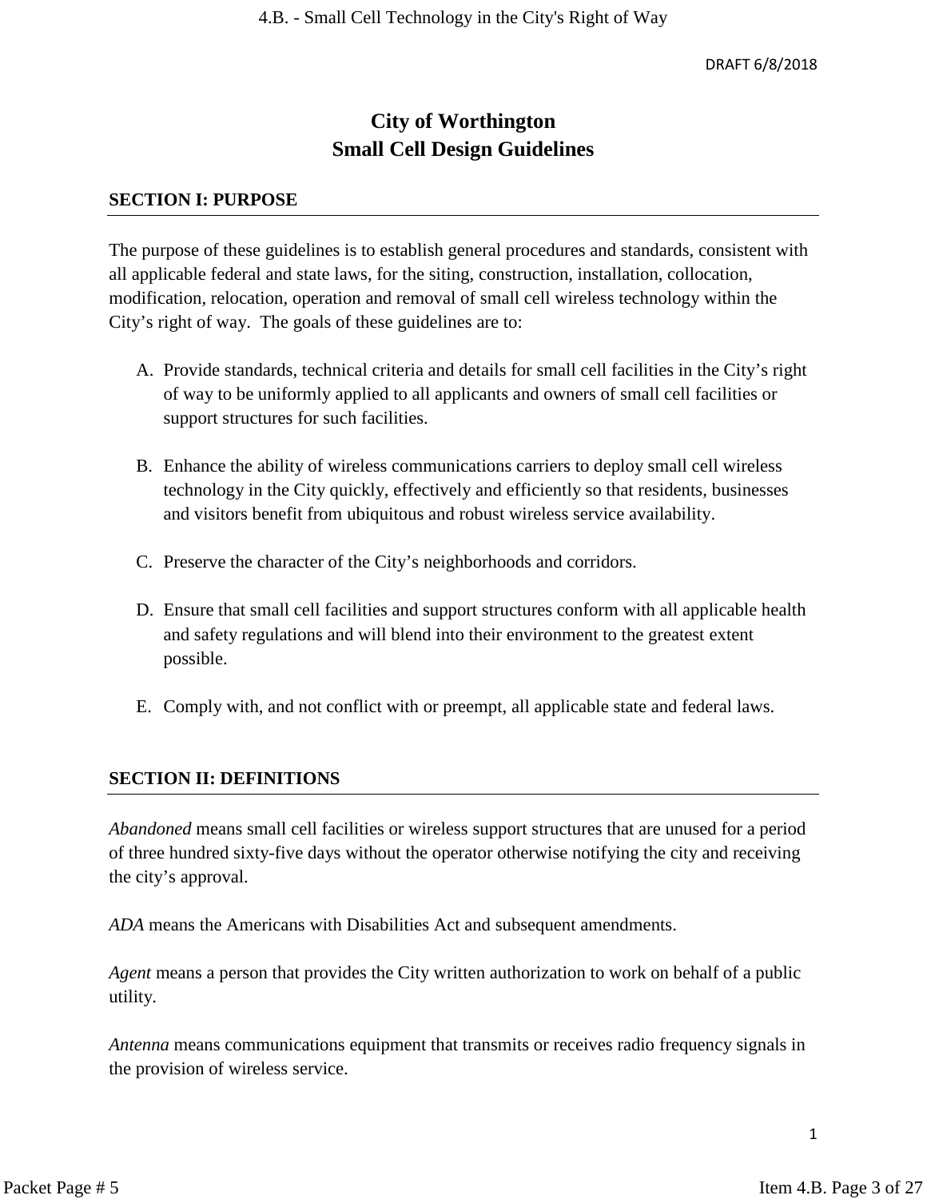DRAFT 6/8/2018

# City of Worthington
# Small Cell Design Guidelines

## SECTION I: PURPOSE

The purpose of these guidelines is to establish general procedures and standards, consistent with all applicable federal and state laws, for the siting, construction, installation, collocation, modification, relocation, operation and removal of small cell wireless technology within the City's right of way. The goals of these guidelines are to:

A. Provide standards, technical criteria and details for small cell facilities in the City's right of way to be uniformly applied to all applicants and owners of small cell facilities or support structures for such facilities.

B. Enhance the ability of wireless communications carriers to deploy small cell wireless technology in the City quickly, effectively and efficiently so that residents, businesses and visitors benefit from ubiquitous and robust wireless service availability.

C. Preserve the character of the City's neighborhoods and corridors.

D. Ensure that small cell facilities and support structures conform with all applicable health and safety regulations and will blend into their environment to the greatest extent possible.

E. Comply with, and not conflict with or preempt, all applicable state and federal laws.

## SECTION II: DEFINITIONS

*Abandoned* means small cell facilities or wireless support structures that are unused for a period of three hundred sixty-five days without the operator otherwise notifying the city and receiving the city's approval.

*ADA* means the Americans with Disabilities Act and subsequent amendments.

*Agent* means a person that provides the City written authorization to work on behalf of a public utility.

*Antenna* means communications equipment that transmits or receives radio frequency signals in the provision of wireless service.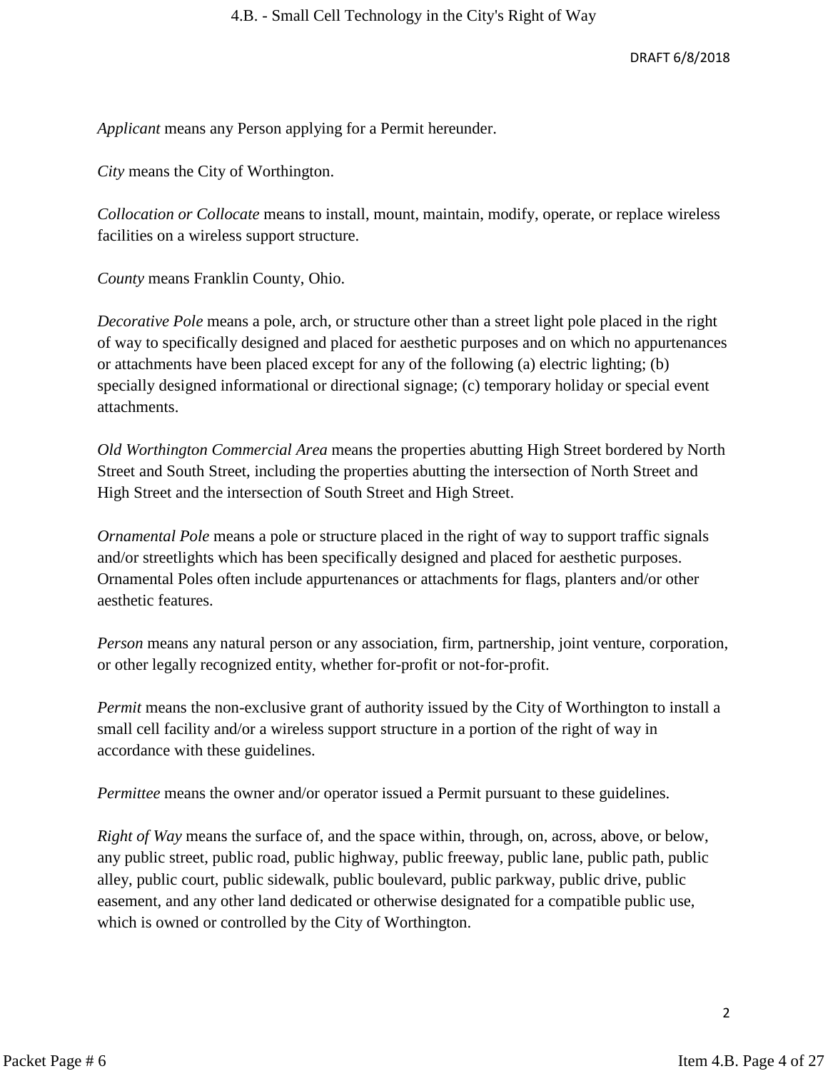*Applicant* means any Person applying for a Permit hereunder.

*City* means the City of Worthington.

*Collocation or Collocate* means to install, mount, maintain, modify, operate, or replace wireless facilities on a wireless support structure.

*County* means Franklin County, Ohio.

*Decorative Pole* means a pole, arch, or structure other than a street light pole placed in the right of way to specifically designed and placed for aesthetic purposes and on which no appurtenances or attachments have been placed except for any of the following (a) electric lighting; (b) specially designed informational or directional signage; (c) temporary holiday or special event attachments.

*Old Worthington Commercial Area* means the properties abutting High Street bordered by North Street and South Street, including the properties abutting the intersection of North Street and High Street and the intersection of South Street and High Street.

*Ornamental Pole* means a pole or structure placed in the right of way to support traffic signals and/or streetlights which has been specifically designed and placed for aesthetic purposes. Ornamental Poles often include appurtenances or attachments for flags, planters and/or other aesthetic features.

*Person* means any natural person or any association, firm, partnership, joint venture, corporation, or other legally recognized entity, whether for-profit or not-for-profit.

*Permit* means the non-exclusive grant of authority issued by the City of Worthington to install a small cell facility and/or a wireless support structure in a portion of the right of way in accordance with these guidelines.

*Permittee* means the owner and/or operator issued a Permit pursuant to these guidelines.

*Right of Way* means the surface of, and the space within, through, on, across, above, or below, any public street, public road, public highway, public freeway, public lane, public path, public alley, public court, public sidewalk, public boulevard, public parkway, public drive, public easement, and any other land dedicated or otherwise designated for a compatible public use, which is owned or controlled by the City of Worthington.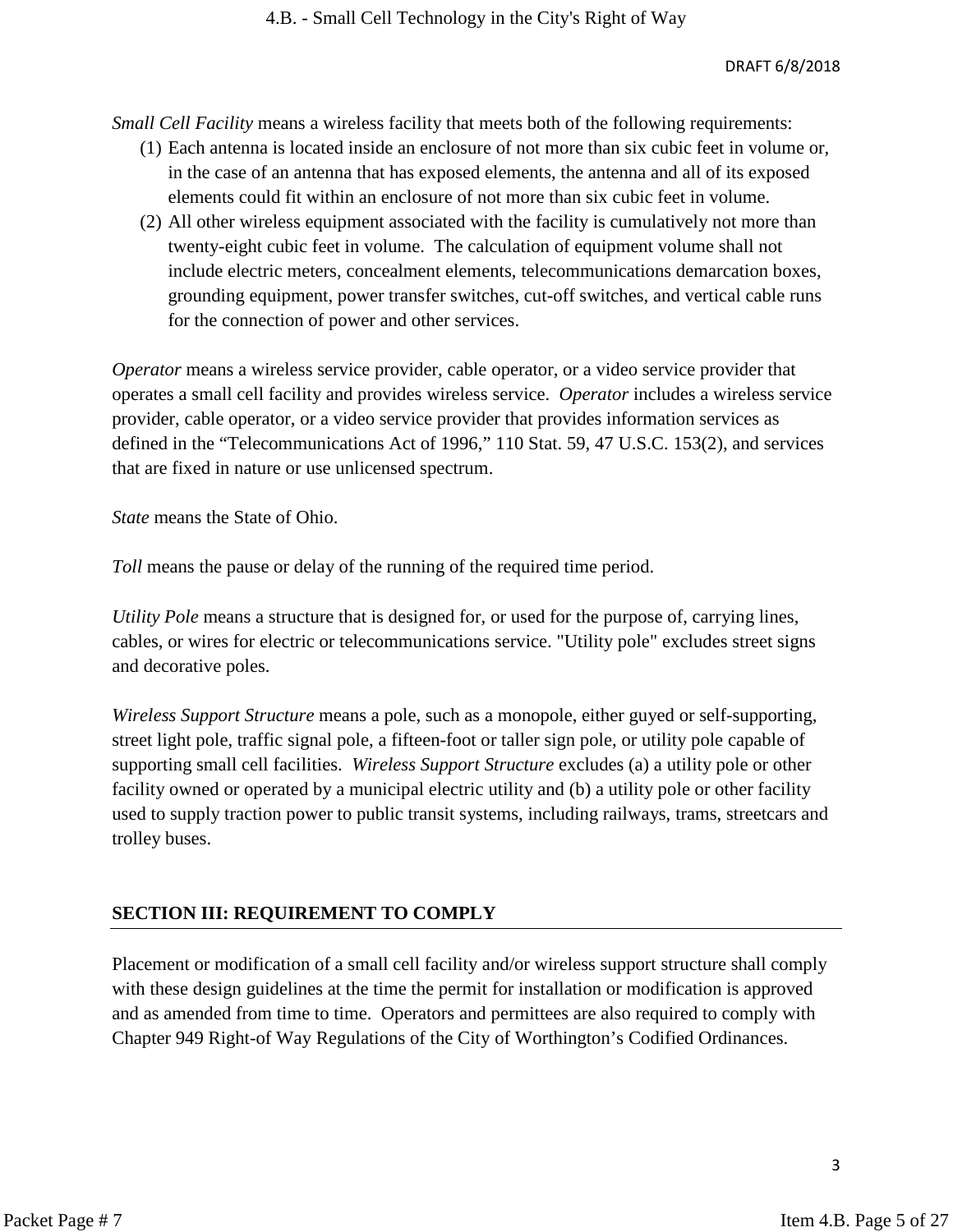*Small Cell Facility* means a wireless facility that meets both of the following requirements:

1. Each antenna is located inside an enclosure of not more than six cubic feet in volume or, in the case of an antenna that has exposed elements, the antenna and all of its exposed elements could fit within an enclosure of not more than six cubic feet in volume.
2. All other wireless equipment associated with the facility is cumulatively not more than twenty-eight cubic feet in volume. The calculation of equipment volume shall not include electric meters, concealment elements, telecommunications demarcation boxes, grounding equipment, power transfer switches, cut-off switches, and vertical cable runs for the connection of power and other services.

*Operator* means a wireless service provider, cable operator, or a video service provider that operates a small cell facility and provides wireless service. *Operator* includes a wireless service provider, cable operator, or a video service provider that provides information services as defined in the "Telecommunications Act of 1996," 110 Stat. 59, 47 U.S.C. 153(2), and services that are fixed in nature or use unlicensed spectrum.

*State* means the State of Ohio.

*Toll* means the pause or delay of the running of the required time period.

*Utility Pole* means a structure that is designed for, or used for the purpose of, carrying lines, cables, or wires for electric or telecommunications service. "Utility pole" excludes street signs and decorative poles.

*Wireless Support Structure* means a pole, such as a monopole, either guyed or self-supporting, street light pole, traffic signal pole, a fifteen-foot or taller sign pole, or utility pole capable of supporting small cell facilities. *Wireless Support Structure* excludes (a) a utility pole or other facility owned or operated by a municipal electric utility and (b) a utility pole or other facility used to supply traction power to public transit systems, including railways, trams, streetcars and trolley buses.

## SECTION III: REQUIREMENT TO COMPLY

Placement or modification of a small cell facility and/or wireless support structure shall comply with these design guidelines at the time the permit for installation or modification is approved and as amended from time to time. Operators and permittees are also required to comply with Chapter 949 Right-of Way Regulations of the City of Worthington's Codified Ordinances.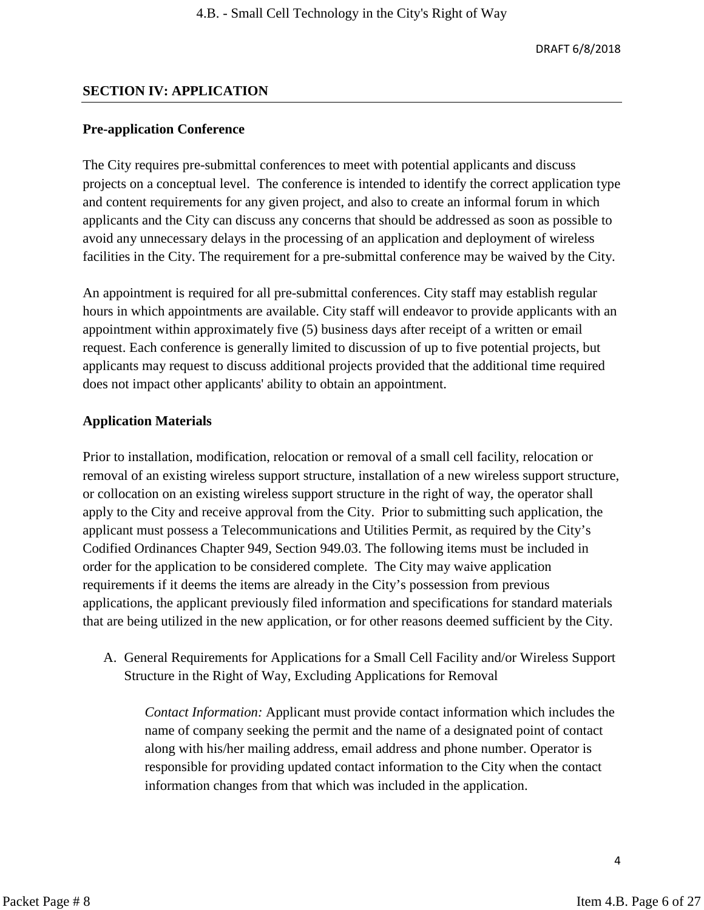## SECTION IV: APPLICATION

### Pre-application Conference

The City requires pre-submittal conferences to meet with potential applicants and discuss projects on a conceptual level. The conference is intended to identify the correct application type and content requirements for any given project, and also to create an informal forum in which applicants and the City can discuss any concerns that should be addressed as soon as possible to avoid any unnecessary delays in the processing of an application and deployment of wireless facilities in the City. The requirement for a pre-submittal conference may be waived by the City.

An appointment is required for all pre-submittal conferences. City staff may establish regular hours in which appointments are available. City staff will endeavor to provide applicants with an appointment within approximately five (5) business days after receipt of a written or email request. Each conference is generally limited to discussion of up to five potential projects, but applicants may request to discuss additional projects provided that the additional time required does not impact other applicants' ability to obtain an appointment.

### Application Materials

Prior to installation, modification, relocation or removal of a small cell facility, relocation or removal of an existing wireless support structure, installation of a new wireless support structure, or collocation on an existing wireless support structure in the right of way, the operator shall apply to the City and receive approval from the City. Prior to submitting such application, the applicant must possess a Telecommunications and Utilities Permit, as required by the City's Codified Ordinances Chapter 949, Section 949.03. The following items must be included in order for the application to be considered complete. The City may waive application requirements if it deems the items are already in the City's possession from previous applications, the applicant previously filed information and specifications for standard materials that are being utilized in the new application, or for other reasons deemed sufficient by the City.

A. General Requirements for Applications for a Small Cell Facility and/or Wireless Support Structure in the Right of Way, Excluding Applications for Removal

   *Contact Information:* Applicant must provide contact information which includes the name of company seeking the permit and the name of a designated point of contact along with his/her mailing address, email address and phone number. Operator is responsible for providing updated contact information to the City when the contact information changes from that which was included in the application.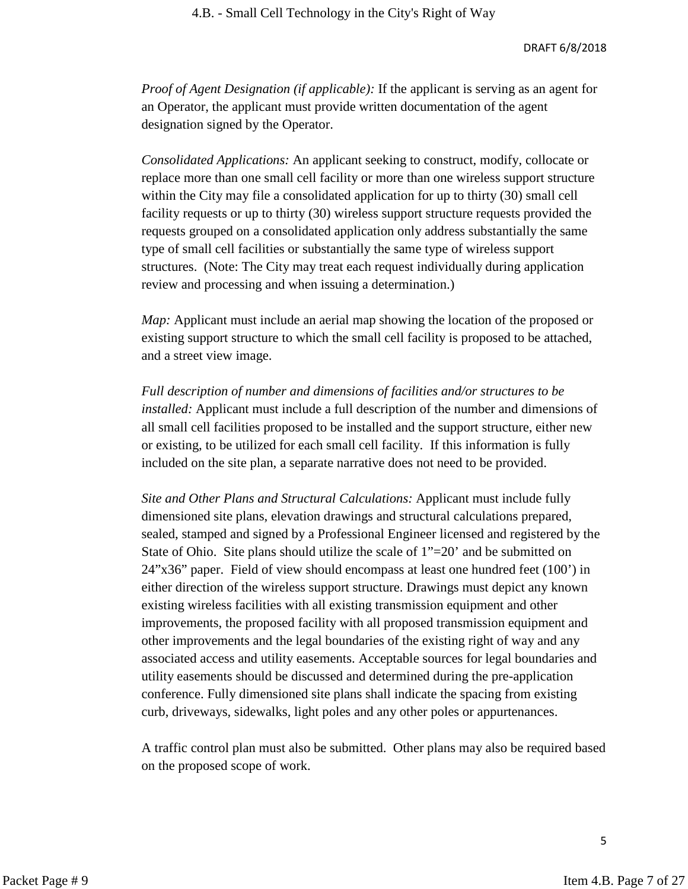DRAFT 6/8/2018

*Proof of Agent Designation (if applicable):* If the applicant is serving as an agent for an Operator, the applicant must provide written documentation of the agent designation signed by the Operator.

*Consolidated Applications:* An applicant seeking to construct, modify, collocate or replace more than one small cell facility or more than one wireless support structure within the City may file a consolidated application for up to thirty (30) small cell facility requests or up to thirty (30) wireless support structure requests provided the requests grouped on a consolidated application only address substantially the same type of small cell facilities or substantially the same type of wireless support structures. (Note: The City may treat each request individually during application review and processing and when issuing a determination.)

*Map:* Applicant must include an aerial map showing the location of the proposed or existing support structure to which the small cell facility is proposed to be attached, and a street view image.

*Full description of number and dimensions of facilities and/or structures to be installed:* Applicant must include a full description of the number and dimensions of all small cell facilities proposed to be installed and the support structure, either new or existing, to be utilized for each small cell facility. If this information is fully included on the site plan, a separate narrative does not need to be provided.

*Site and Other Plans and Structural Calculations:* Applicant must include fully dimensioned site plans, elevation drawings and structural calculations prepared, sealed, stamped and signed by a Professional Engineer licensed and registered by the State of Ohio. Site plans should utilize the scale of 1”=20’ and be submitted on 24”x36” paper. Field of view should encompass at least one hundred feet (100’) in either direction of the wireless support structure. Drawings must depict any known existing wireless facilities with all existing transmission equipment and other improvements, the proposed facility with all proposed transmission equipment and other improvements and the legal boundaries of the existing right of way and any associated access and utility easements. Acceptable sources for legal boundaries and utility easements should be discussed and determined during the pre-application conference. Fully dimensioned site plans shall indicate the spacing from existing curb, driveways, sidewalks, light poles and any other poles or appurtenances.

A traffic control plan must also be submitted. Other plans may also be required based on the proposed scope of work.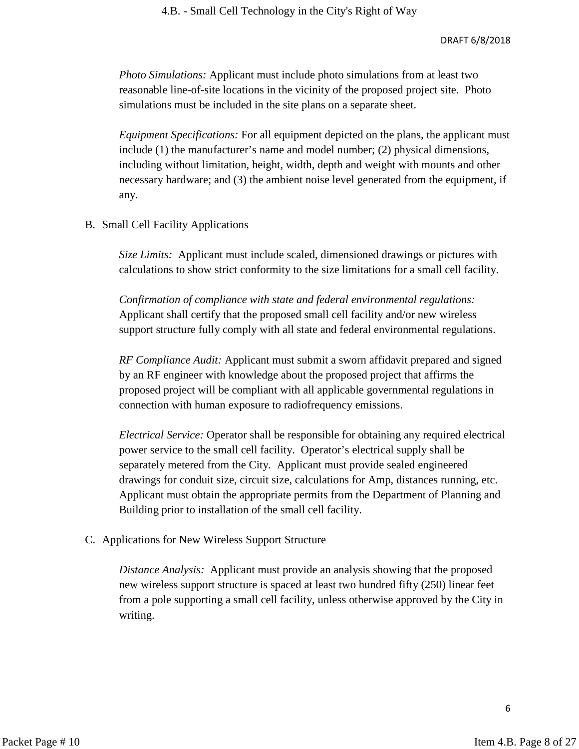*Photo Simulations:* Applicant must include photo simulations from at least two reasonable line-of-site locations in the vicinity of the proposed project site. Photo simulations must be included in the site plans on a separate sheet.

*Equipment Specifications:* For all equipment depicted on the plans, the applicant must include (1) the manufacturer's name and model number; (2) physical dimensions, including without limitation, height, width, depth and weight with mounts and other necessary hardware; and (3) the ambient noise level generated from the equipment, if any.

B. Small Cell Facility Applications

*Size Limits:* Applicant must include scaled, dimensioned drawings or pictures with calculations to show strict conformity to the size limitations for a small cell facility.

*Confirmation of compliance with state and federal environmental regulations:* Applicant shall certify that the proposed small cell facility and/or new wireless support structure fully comply with all state and federal environmental regulations.

*RF Compliance Audit:* Applicant must submit a sworn affidavit prepared and signed by an RF engineer with knowledge about the proposed project that affirms the proposed project will be compliant with all applicable governmental regulations in connection with human exposure to radiofrequency emissions.

*Electrical Service:* Operator shall be responsible for obtaining any required electrical power service to the small cell facility. Operator's electrical supply shall be separately metered from the City. Applicant must provide sealed engineered drawings for conduit size, circuit size, calculations for Amp, distances running, etc. Applicant must obtain the appropriate permits from the Department of Planning and Building prior to installation of the small cell facility.

C. Applications for New Wireless Support Structure

*Distance Analysis:* Applicant must provide an analysis showing that the proposed new wireless support structure is spaced at least two hundred fifty (250) linear feet from a pole supporting a small cell facility, unless otherwise approved by the City in writing.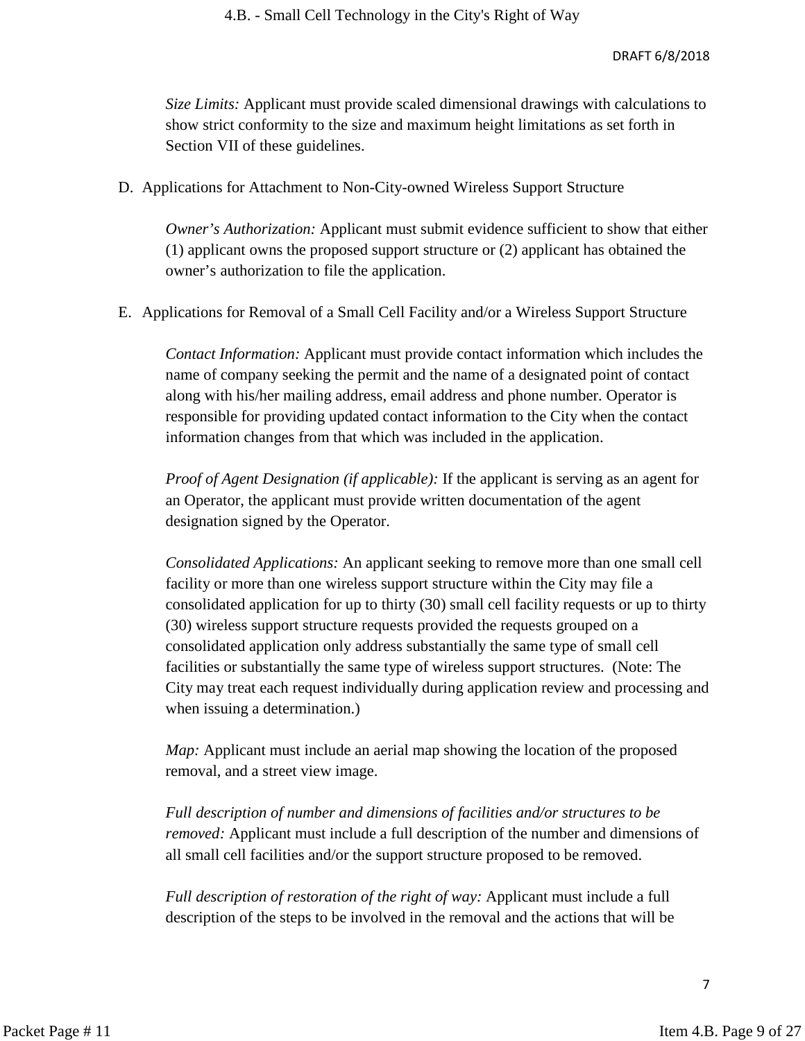*Size Limits:* Applicant must provide scaled dimensional drawings with calculations to show strict conformity to the size and maximum height limitations as set forth in Section VII of these guidelines.

D. Applications for Attachment to Non-City-owned Wireless Support Structure

*Owner's Authorization:* Applicant must submit evidence sufficient to show that either (1) applicant owns the proposed support structure or (2) applicant has obtained the owner's authorization to file the application.

E. Applications for Removal of a Small Cell Facility and/or a Wireless Support Structure

*Contact Information:* Applicant must provide contact information which includes the name of company seeking the permit and the name of a designated point of contact along with his/her mailing address, email address and phone number. Operator is responsible for providing updated contact information to the City when the contact information changes from that which was included in the application.

*Proof of Agent Designation (if applicable):* If the applicant is serving as an agent for an Operator, the applicant must provide written documentation of the agent designation signed by the Operator.

*Consolidated Applications:* An applicant seeking to remove more than one small cell facility or more than one wireless support structure within the City may file a consolidated application for up to thirty (30) small cell facility requests or up to thirty (30) wireless support structure requests provided the requests grouped on a consolidated application only address substantially the same type of small cell facilities or substantially the same type of wireless support structures. (Note: The City may treat each request individually during application review and processing and when issuing a determination.)

*Map:* Applicant must include an aerial map showing the location of the proposed removal, and a street view image.

*Full description of number and dimensions of facilities and/or structures to be removed:* Applicant must include a full description of the number and dimensions of all small cell facilities and/or the support structure proposed to be removed.

*Full description of restoration of the right of way:* Applicant must include a full description of the steps to be involved in the removal and the actions that will be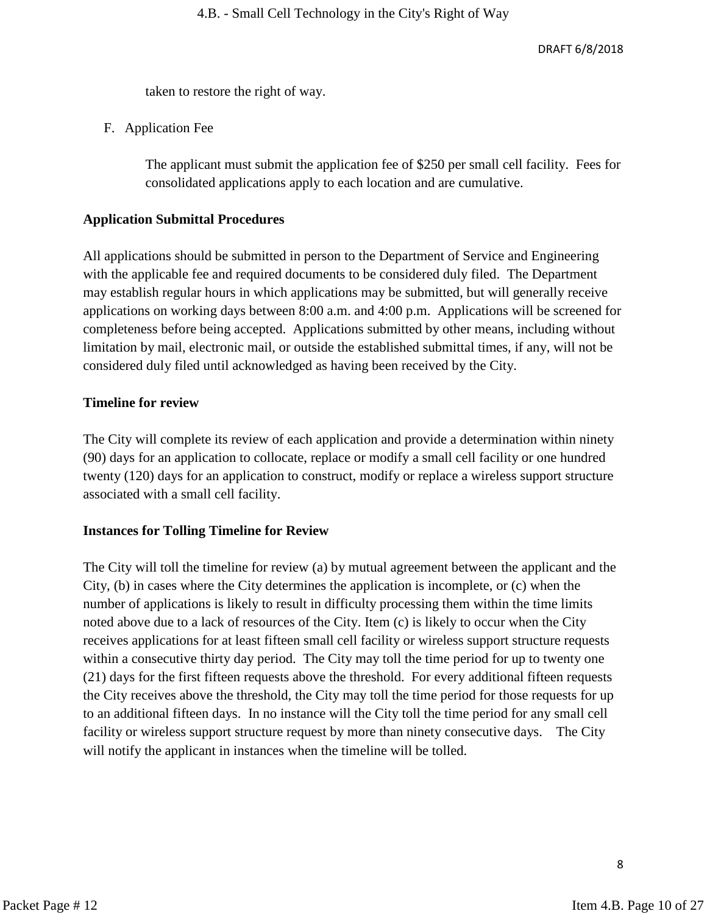taken to restore the right of way.

F. Application Fee

The applicant must submit the application fee of $250 per small cell facility. Fees for consolidated applications apply to each location and are cumulative.

**Application Submittal Procedures**

All applications should be submitted in person to the Department of Service and Engineering with the applicable fee and required documents to be considered duly filed. The Department may establish regular hours in which applications may be submitted, but will generally receive applications on working days between 8:00 a.m. and 4:00 p.m. Applications will be screened for completeness before being accepted. Applications submitted by other means, including without limitation by mail, electronic mail, or outside the established submittal times, if any, will not be considered duly filed until acknowledged as having been received by the City.

**Timeline for review**

The City will complete its review of each application and provide a determination within ninety (90) days for an application to collocate, replace or modify a small cell facility or one hundred twenty (120) days for an application to construct, modify or replace a wireless support structure associated with a small cell facility.

**Instances for Tolling Timeline for Review**

The City will toll the timeline for review (a) by mutual agreement between the applicant and the City, (b) in cases where the City determines the application is incomplete, or (c) when the number of applications is likely to result in difficulty processing them within the time limits noted above due to a lack of resources of the City. Item (c) is likely to occur when the City receives applications for at least fifteen small cell facility or wireless support structure requests within a consecutive thirty day period. The City may toll the time period for up to twenty one (21) days for the first fifteen requests above the threshold. For every additional fifteen requests the City receives above the threshold, the City may toll the time period for those requests for up to an additional fifteen days. In no instance will the City toll the time period for any small cell facility or wireless support structure request by more than ninety consecutive days. The City will notify the applicant in instances when the timeline will be tolled.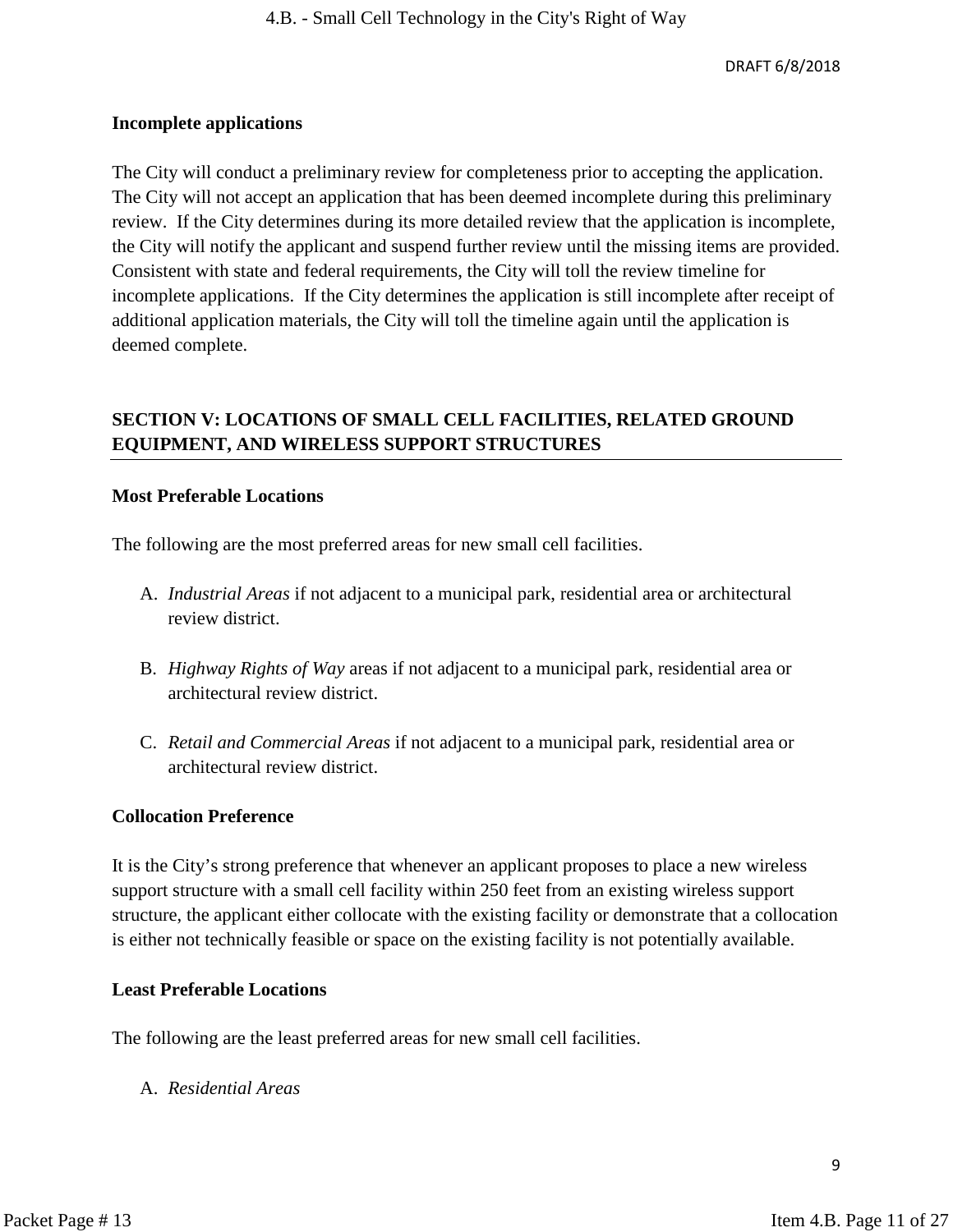### Incomplete applications

The City will conduct a preliminary review for completeness prior to accepting the application. The City will not accept an application that has been deemed incomplete during this preliminary review. If the City determines during its more detailed review that the application is incomplete, the City will notify the applicant and suspend further review until the missing items are provided. Consistent with state and federal requirements, the City will toll the review timeline for incomplete applications. If the City determines the application is still incomplete after receipt of additional application materials, the City will toll the timeline again until the application is deemed complete.

## SECTION V: LOCATIONS OF SMALL CELL FACILITIES, RELATED GROUND EQUIPMENT, AND WIRELESS SUPPORT STRUCTURES

### Most Preferable Locations

The following are the most preferred areas for new small cell facilities.

A. *Industrial Areas* if not adjacent to a municipal park, residential area or architectural review district.

B. *Highway Rights of Way* areas if not adjacent to a municipal park, residential area or architectural review district.

C. *Retail and Commercial Areas* if not adjacent to a municipal park, residential area or architectural review district.

### Collocation Preference

It is the City's strong preference that whenever an applicant proposes to place a new wireless support structure with a small cell facility within 250 feet from an existing wireless support structure, the applicant either collocate with the existing facility or demonstrate that a collocation is either not technically feasible or space on the existing facility is not potentially available.

### Least Preferable Locations

The following are the least preferred areas for new small cell facilities.

A. *Residential Areas*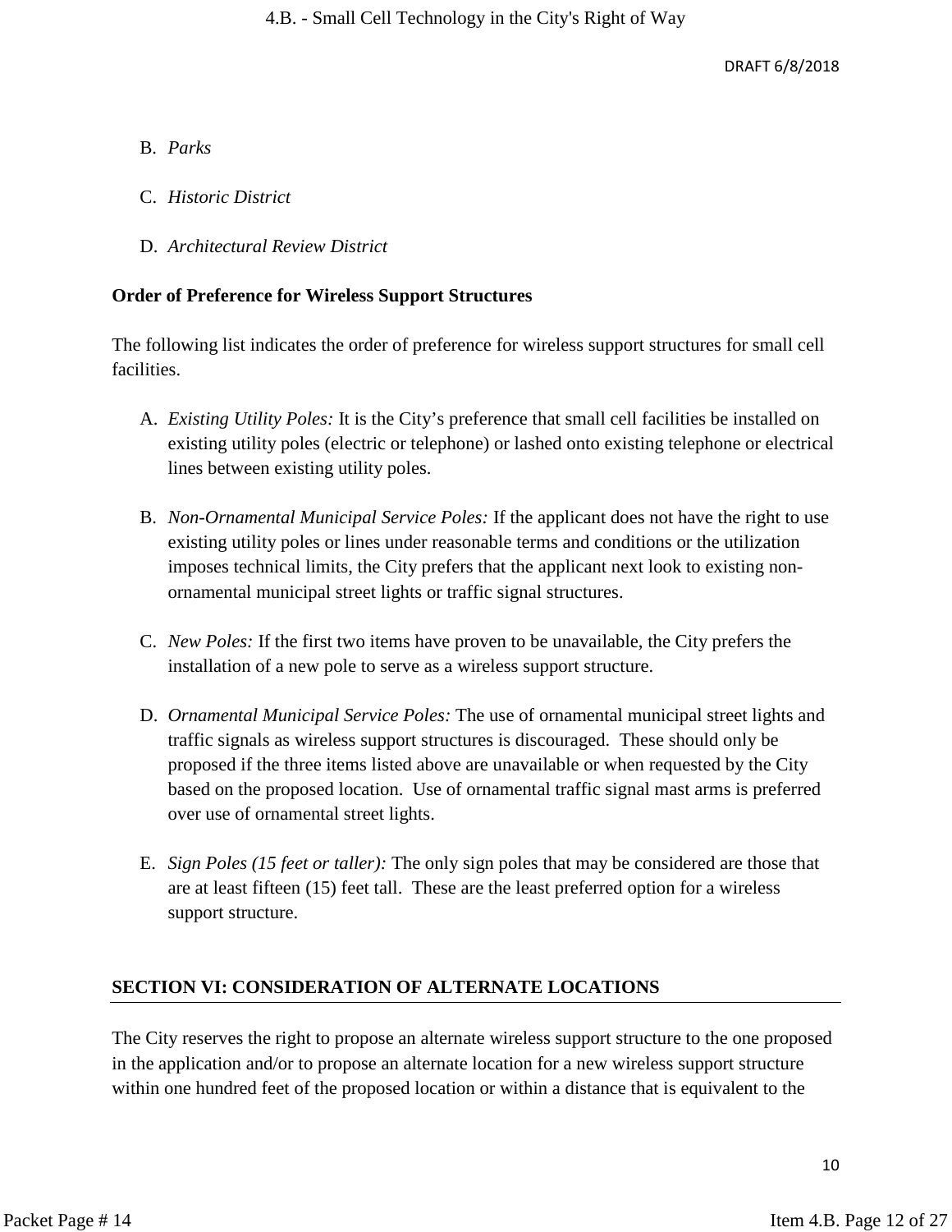B. *Parks*

C. *Historic District*

D. *Architectural Review District*

**Order of Preference for Wireless Support Structures**

The following list indicates the order of preference for wireless support structures for small cell facilities.

A. *Existing Utility Poles:* It is the City's preference that small cell facilities be installed on existing utility poles (electric or telephone) or lashed onto existing telephone or electrical lines between existing utility poles.

B. *Non-Ornamental Municipal Service Poles:* If the applicant does not have the right to use existing utility poles or lines under reasonable terms and conditions or the utilization imposes technical limits, the City prefers that the applicant next look to existing non-ornamental municipal street lights or traffic signal structures.

C. *New Poles:* If the first two items have proven to be unavailable, the City prefers the installation of a new pole to serve as a wireless support structure.

D. *Ornamental Municipal Service Poles:* The use of ornamental municipal street lights and traffic signals as wireless support structures is discouraged. These should only be proposed if the three items listed above are unavailable or when requested by the City based on the proposed location. Use of ornamental traffic signal mast arms is preferred over use of ornamental street lights.

E. *Sign Poles (15 feet or taller):* The only sign poles that may be considered are those that are at least fifteen (15) feet tall. These are the least preferred option for a wireless support structure.

## SECTION VI: CONSIDERATION OF ALTERNATE LOCATIONS

The City reserves the right to propose an alternate wireless support structure to the one proposed in the application and/or to propose an alternate location for a new wireless support structure within one hundred feet of the proposed location or within a distance that is equivalent to the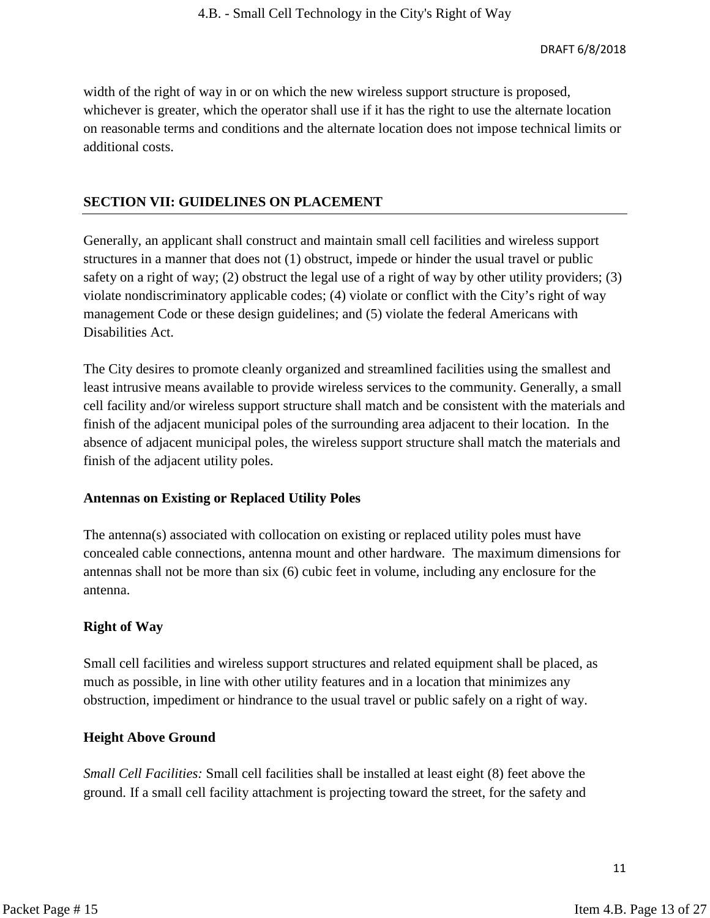width of the right of way in or on which the new wireless support structure is proposed, whichever is greater, which the operator shall use if it has the right to use the alternate location on reasonable terms and conditions and the alternate location does not impose technical limits or additional costs.

## SECTION VII: GUIDELINES ON PLACEMENT

Generally, an applicant shall construct and maintain small cell facilities and wireless support structures in a manner that does not (1) obstruct, impede or hinder the usual travel or public safety on a right of way; (2) obstruct the legal use of a right of way by other utility providers; (3) violate nondiscriminatory applicable codes; (4) violate or conflict with the City's right of way management Code or these design guidelines; and (5) violate the federal Americans with Disabilities Act.

The City desires to promote cleanly organized and streamlined facilities using the smallest and least intrusive means available to provide wireless services to the community. Generally, a small cell facility and/or wireless support structure shall match and be consistent with the materials and finish of the adjacent municipal poles of the surrounding area adjacent to their location. In the absence of adjacent municipal poles, the wireless support structure shall match the materials and finish of the adjacent utility poles.

### Antennas on Existing or Replaced Utility Poles

The antenna(s) associated with collocation on existing or replaced utility poles must have concealed cable connections, antenna mount and other hardware. The maximum dimensions for antennas shall not be more than six (6) cubic feet in volume, including any enclosure for the antenna.

### Right of Way

Small cell facilities and wireless support structures and related equipment shall be placed, as much as possible, in line with other utility features and in a location that minimizes any obstruction, impediment or hindrance to the usual travel or public safely on a right of way.

### Height Above Ground

*Small Cell Facilities:* Small cell facilities shall be installed at least eight (8) feet above the ground. If a small cell facility attachment is projecting toward the street, for the safety and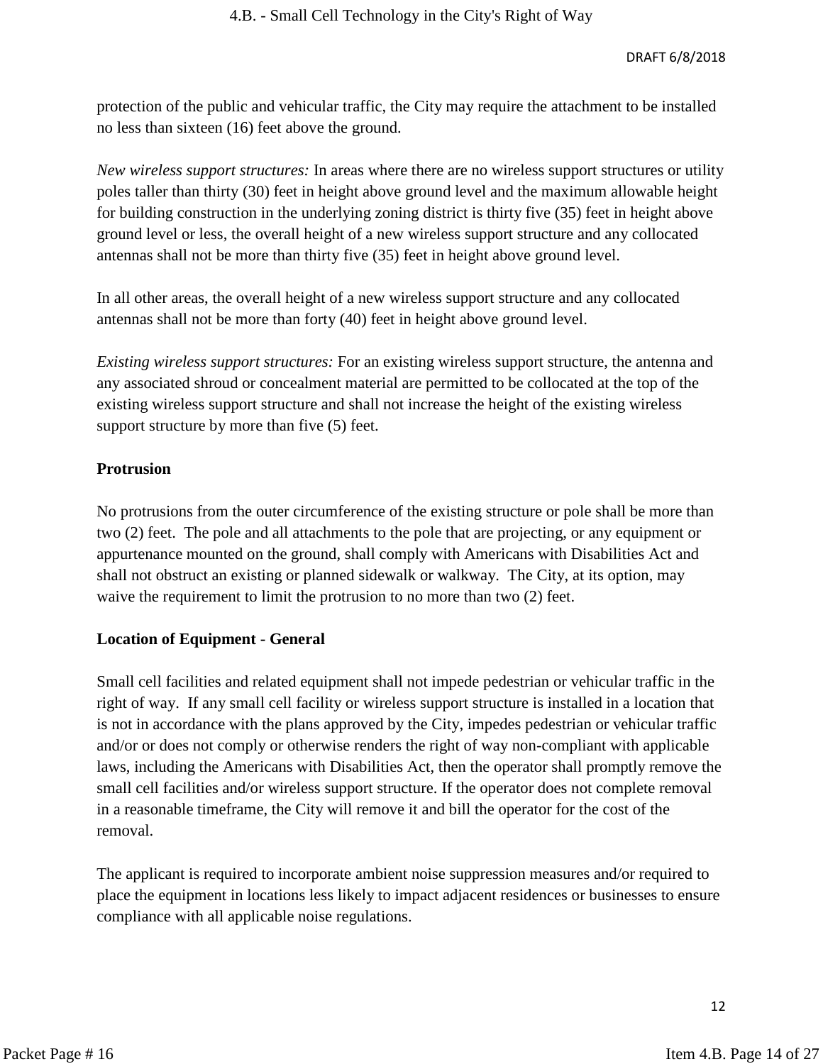protection of the public and vehicular traffic, the City may require the attachment to be installed no less than sixteen (16) feet above the ground.

*New wireless support structures:* In areas where there are no wireless support structures or utility poles taller than thirty (30) feet in height above ground level and the maximum allowable height for building construction in the underlying zoning district is thirty five (35) feet in height above ground level or less, the overall height of a new wireless support structure and any collocated antennas shall not be more than thirty five (35) feet in height above ground level.

In all other areas, the overall height of a new wireless support structure and any collocated antennas shall not be more than forty (40) feet in height above ground level.

*Existing wireless support structures:* For an existing wireless support structure, the antenna and any associated shroud or concealment material are permitted to be collocated at the top of the existing wireless support structure and shall not increase the height of the existing wireless support structure by more than five (5) feet.

**Protrusion**

No protrusions from the outer circumference of the existing structure or pole shall be more than two (2) feet. The pole and all attachments to the pole that are projecting, or any equipment or appurtenance mounted on the ground, shall comply with Americans with Disabilities Act and shall not obstruct an existing or planned sidewalk or walkway. The City, at its option, may waive the requirement to limit the protrusion to no more than two (2) feet.

**Location of Equipment - General**

Small cell facilities and related equipment shall not impede pedestrian or vehicular traffic in the right of way. If any small cell facility or wireless support structure is installed in a location that is not in accordance with the plans approved by the City, impedes pedestrian or vehicular traffic and/or or does not comply or otherwise renders the right of way non-compliant with applicable laws, including the Americans with Disabilities Act, then the operator shall promptly remove the small cell facilities and/or wireless support structure. If the operator does not complete removal in a reasonable timeframe, the City will remove it and bill the operator for the cost of the removal.

The applicant is required to incorporate ambient noise suppression measures and/or required to place the equipment in locations less likely to impact adjacent residences or businesses to ensure compliance with all applicable noise regulations.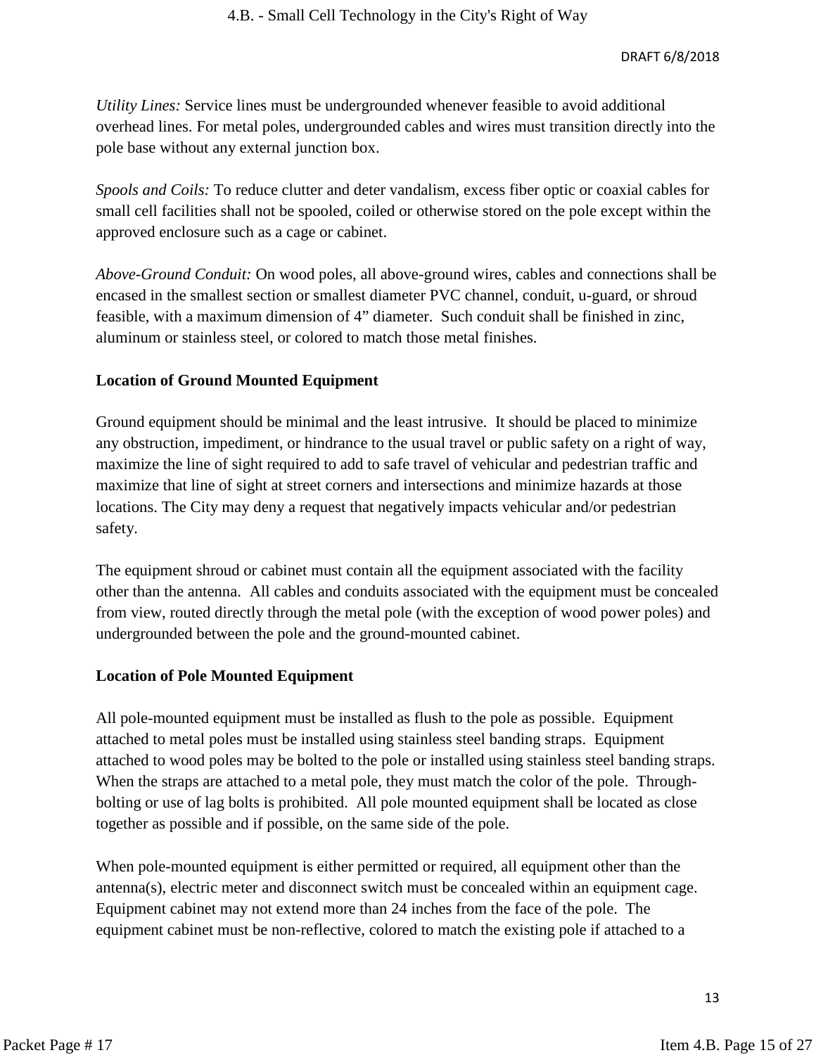*Utility Lines:* Service lines must be undergrounded whenever feasible to avoid additional overhead lines. For metal poles, undergrounded cables and wires must transition directly into the pole base without any external junction box.

*Spools and Coils:* To reduce clutter and deter vandalism, excess fiber optic or coaxial cables for small cell facilities shall not be spooled, coiled or otherwise stored on the pole except within the approved enclosure such as a cage or cabinet.

*Above-Ground Conduit:* On wood poles, all above-ground wires, cables and connections shall be encased in the smallest section or smallest diameter PVC channel, conduit, u-guard, or shroud feasible, with a maximum dimension of 4" diameter. Such conduit shall be finished in zinc, aluminum or stainless steel, or colored to match those metal finishes.

**Location of Ground Mounted Equipment**

Ground equipment should be minimal and the least intrusive. It should be placed to minimize any obstruction, impediment, or hindrance to the usual travel or public safety on a right of way, maximize the line of sight required to add to safe travel of vehicular and pedestrian traffic and maximize that line of sight at street corners and intersections and minimize hazards at those locations. The City may deny a request that negatively impacts vehicular and/or pedestrian safety.

The equipment shroud or cabinet must contain all the equipment associated with the facility other than the antenna. All cables and conduits associated with the equipment must be concealed from view, routed directly through the metal pole (with the exception of wood power poles) and undergrounded between the pole and the ground-mounted cabinet.

**Location of Pole Mounted Equipment**

All pole-mounted equipment must be installed as flush to the pole as possible. Equipment attached to metal poles must be installed using stainless steel banding straps. Equipment attached to wood poles may be bolted to the pole or installed using stainless steel banding straps. When the straps are attached to a metal pole, they must match the color of the pole. Through-bolting or use of lag bolts is prohibited. All pole mounted equipment shall be located as close together as possible and if possible, on the same side of the pole.

When pole-mounted equipment is either permitted or required, all equipment other than the antenna(s), electric meter and disconnect switch must be concealed within an equipment cage. Equipment cabinet may not extend more than 24 inches from the face of the pole. The equipment cabinet must be non-reflective, colored to match the existing pole if attached to a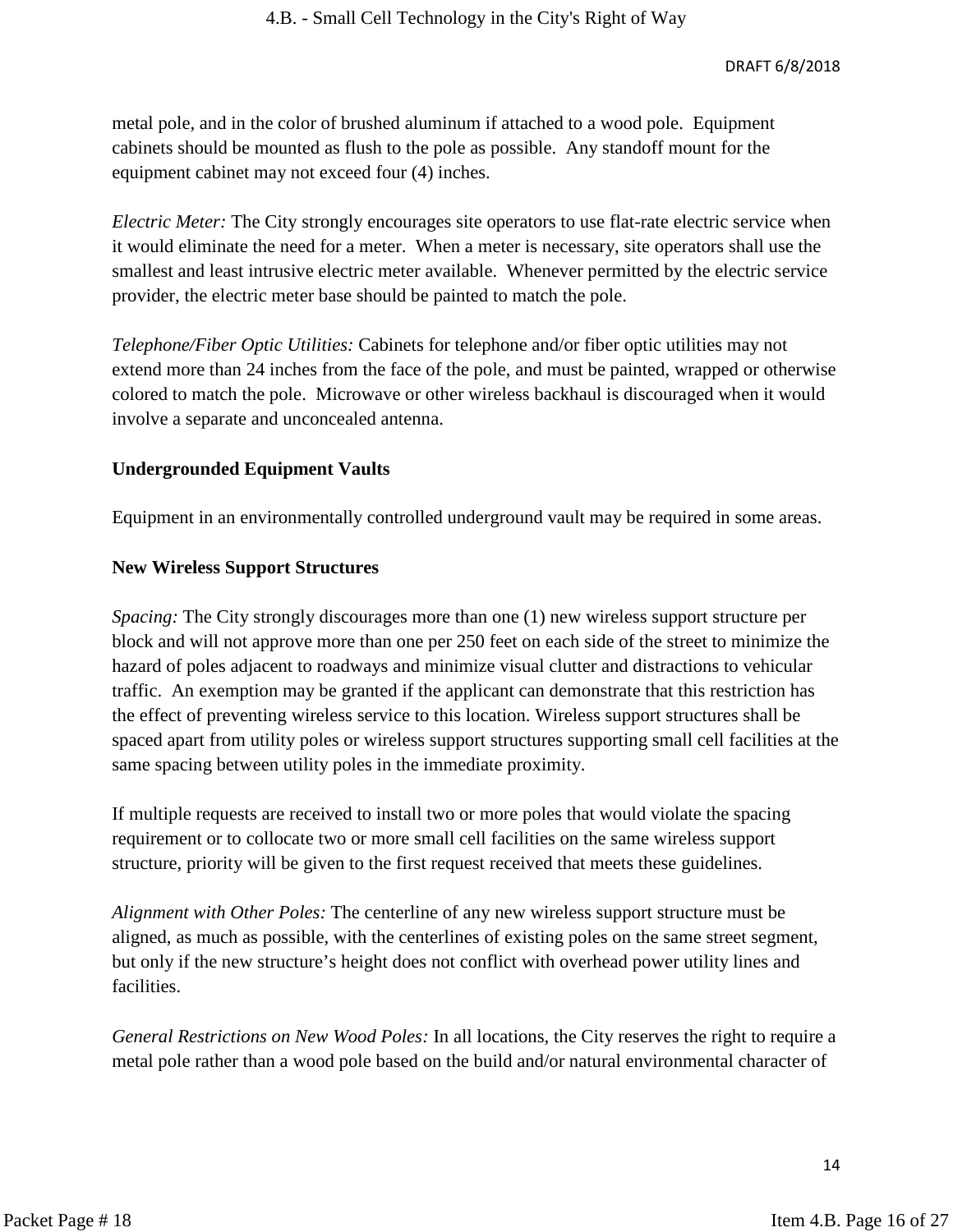metal pole, and in the color of brushed aluminum if attached to a wood pole. Equipment cabinets should be mounted as flush to the pole as possible. Any standoff mount for the equipment cabinet may not exceed four (4) inches.

*Electric Meter:* The City strongly encourages site operators to use flat-rate electric service when it would eliminate the need for a meter. When a meter is necessary, site operators shall use the smallest and least intrusive electric meter available. Whenever permitted by the electric service provider, the electric meter base should be painted to match the pole.

*Telephone/Fiber Optic Utilities:* Cabinets for telephone and/or fiber optic utilities may not extend more than 24 inches from the face of the pole, and must be painted, wrapped or otherwise colored to match the pole. Microwave or other wireless backhaul is discouraged when it would involve a separate and unconcealed antenna.

**Undergrounded Equipment Vaults**

Equipment in an environmentally controlled underground vault may be required in some areas.

**New Wireless Support Structures**

*Spacing:* The City strongly discourages more than one (1) new wireless support structure per block and will not approve more than one per 250 feet on each side of the street to minimize the hazard of poles adjacent to roadways and minimize visual clutter and distractions to vehicular traffic. An exemption may be granted if the applicant can demonstrate that this restriction has the effect of preventing wireless service to this location. Wireless support structures shall be spaced apart from utility poles or wireless support structures supporting small cell facilities at the same spacing between utility poles in the immediate proximity.

If multiple requests are received to install two or more poles that would violate the spacing requirement or to collocate two or more small cell facilities on the same wireless support structure, priority will be given to the first request received that meets these guidelines.

*Alignment with Other Poles:* The centerline of any new wireless support structure must be aligned, as much as possible, with the centerlines of existing poles on the same street segment, but only if the new structure's height does not conflict with overhead power utility lines and facilities.

*General Restrictions on New Wood Poles:* In all locations, the City reserves the right to require a metal pole rather than a wood pole based on the build and/or natural environmental character of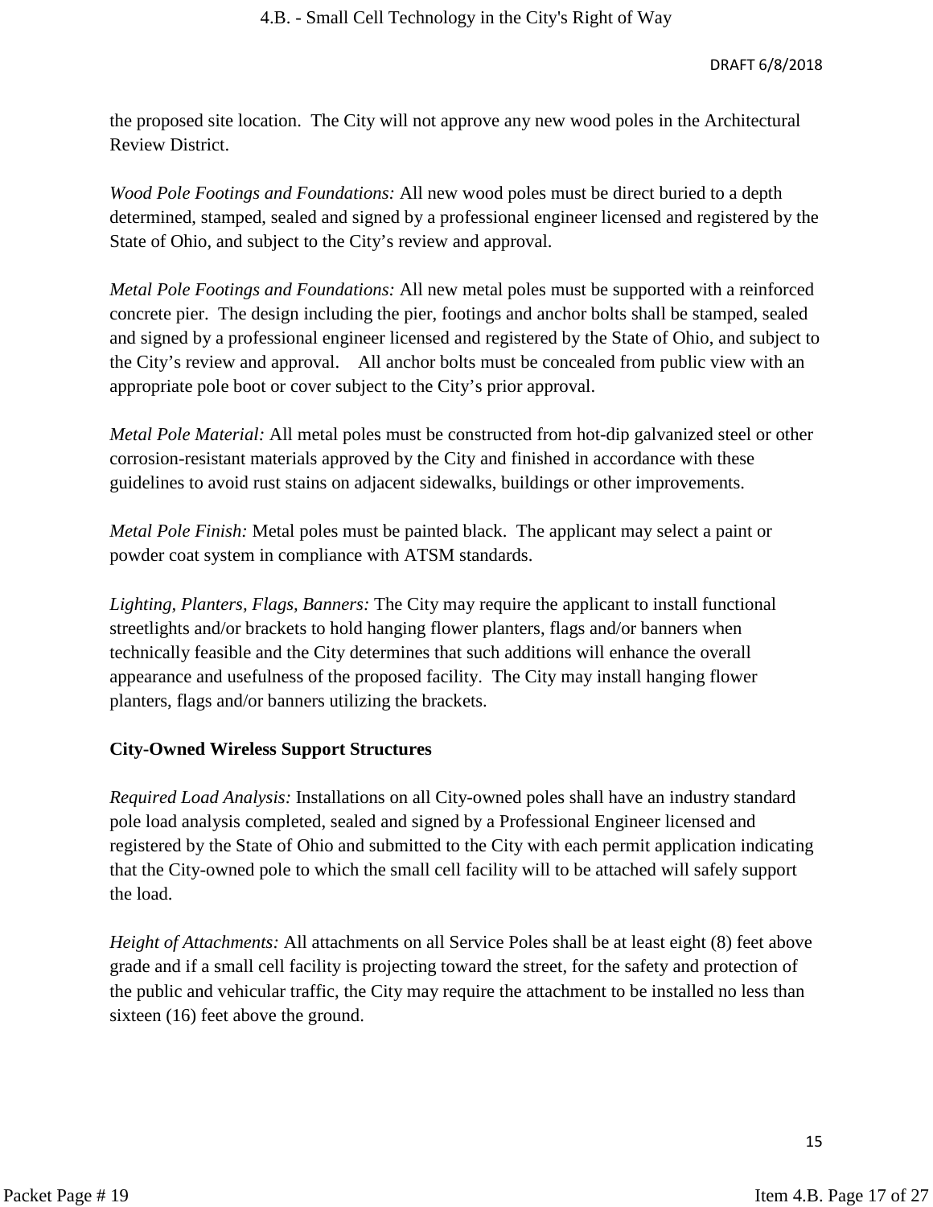the proposed site location. The City will not approve any new wood poles in the Architectural Review District.

*Wood Pole Footings and Foundations:* All new wood poles must be direct buried to a depth determined, stamped, sealed and signed by a professional engineer licensed and registered by the State of Ohio, and subject to the City's review and approval.

*Metal Pole Footings and Foundations:* All new metal poles must be supported with a reinforced concrete pier. The design including the pier, footings and anchor bolts shall be stamped, sealed and signed by a professional engineer licensed and registered by the State of Ohio, and subject to the City's review and approval. All anchor bolts must be concealed from public view with an appropriate pole boot or cover subject to the City's prior approval.

*Metal Pole Material:* All metal poles must be constructed from hot-dip galvanized steel or other corrosion-resistant materials approved by the City and finished in accordance with these guidelines to avoid rust stains on adjacent sidewalks, buildings or other improvements.

*Metal Pole Finish:* Metal poles must be painted black. The applicant may select a paint or powder coat system in compliance with ATSM standards.

*Lighting, Planters, Flags, Banners:* The City may require the applicant to install functional streetlights and/or brackets to hold hanging flower planters, flags and/or banners when technically feasible and the City determines that such additions will enhance the overall appearance and usefulness of the proposed facility. The City may install hanging flower planters, flags and/or banners utilizing the brackets.

**City-Owned Wireless Support Structures**

*Required Load Analysis:* Installations on all City-owned poles shall have an industry standard pole load analysis completed, sealed and signed by a Professional Engineer licensed and registered by the State of Ohio and submitted to the City with each permit application indicating that the City-owned pole to which the small cell facility will to be attached will safely support the load.

*Height of Attachments:* All attachments on all Service Poles shall be at least eight (8) feet above grade and if a small cell facility is projecting toward the street, for the safety and protection of the public and vehicular traffic, the City may require the attachment to be installed no less than sixteen (16) feet above the ground.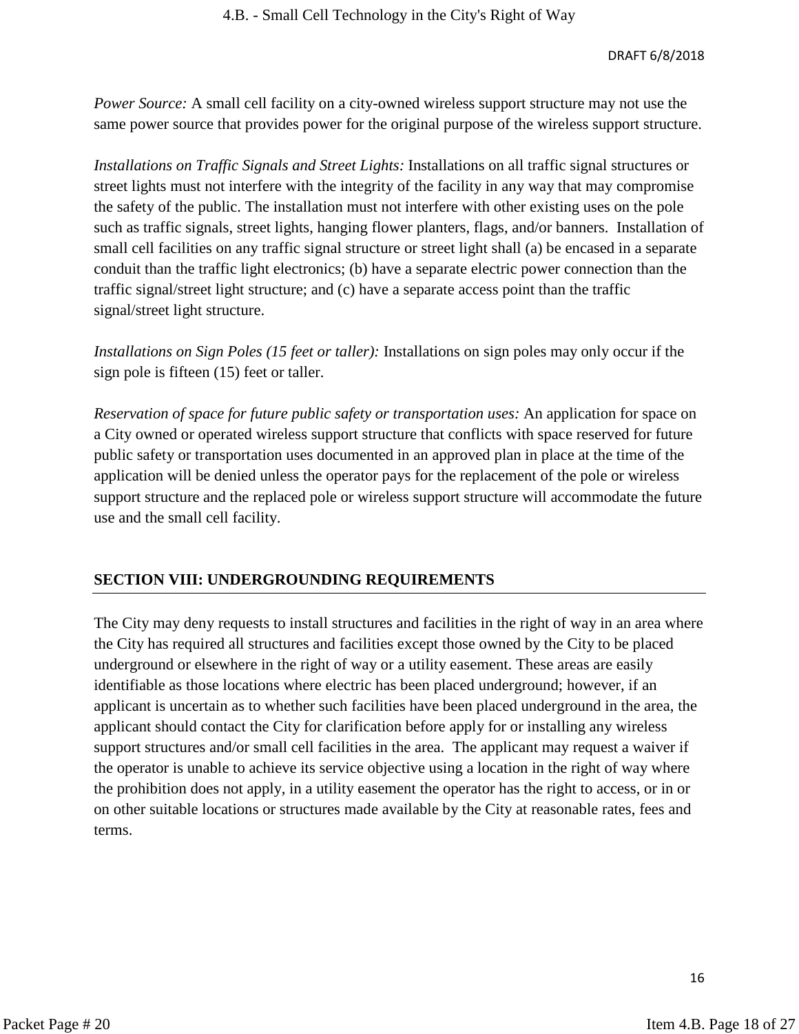*Power Source:* A small cell facility on a city-owned wireless support structure may not use the same power source that provides power for the original purpose of the wireless support structure.

*Installations on Traffic Signals and Street Lights:* Installations on all traffic signal structures or street lights must not interfere with the integrity of the facility in any way that may compromise the safety of the public. The installation must not interfere with other existing uses on the pole such as traffic signals, street lights, hanging flower planters, flags, and/or banners. Installation of small cell facilities on any traffic signal structure or street light shall (a) be encased in a separate conduit than the traffic light electronics; (b) have a separate electric power connection than the traffic signal/street light structure; and (c) have a separate access point than the traffic signal/street light structure.

*Installations on Sign Poles (15 feet or taller):* Installations on sign poles may only occur if the sign pole is fifteen (15) feet or taller.

*Reservation of space for future public safety or transportation uses:* An application for space on a City owned or operated wireless support structure that conflicts with space reserved for future public safety or transportation uses documented in an approved plan in place at the time of the application will be denied unless the operator pays for the replacement of the pole or wireless support structure and the replaced pole or wireless support structure will accommodate the future use and the small cell facility.

## SECTION VIII: UNDERGROUNDING REQUIREMENTS

The City may deny requests to install structures and facilities in the right of way in an area where the City has required all structures and facilities except those owned by the City to be placed underground or elsewhere in the right of way or a utility easement. These areas are easily identifiable as those locations where electric has been placed underground; however, if an applicant is uncertain as to whether such facilities have been placed underground in the area, the applicant should contact the City for clarification before apply for or installing any wireless support structures and/or small cell facilities in the area. The applicant may request a waiver if the operator is unable to achieve its service objective using a location in the right of way where the prohibition does not apply, in a utility easement the operator has the right to access, or in or on other suitable locations or structures made available by the City at reasonable rates, fees and terms.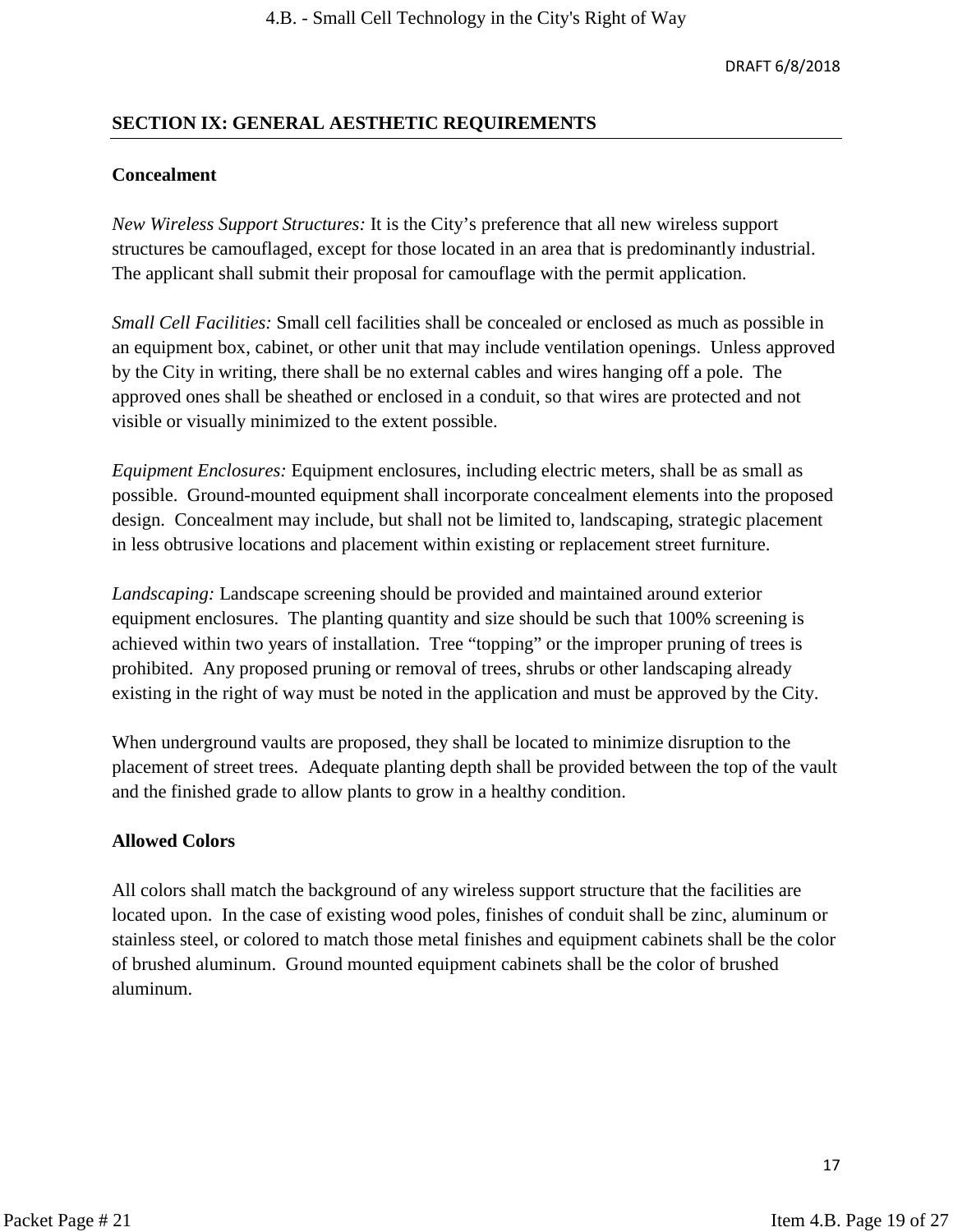## SECTION IX: GENERAL AESTHETIC REQUIREMENTS

### Concealment

*New Wireless Support Structures:* It is the City's preference that all new wireless support structures be camouflaged, except for those located in an area that is predominantly industrial. The applicant shall submit their proposal for camouflage with the permit application.

*Small Cell Facilities:* Small cell facilities shall be concealed or enclosed as much as possible in an equipment box, cabinet, or other unit that may include ventilation openings. Unless approved by the City in writing, there shall be no external cables and wires hanging off a pole. The approved ones shall be sheathed or enclosed in a conduit, so that wires are protected and not visible or visually minimized to the extent possible.

*Equipment Enclosures:* Equipment enclosures, including electric meters, shall be as small as possible. Ground-mounted equipment shall incorporate concealment elements into the proposed design. Concealment may include, but shall not be limited to, landscaping, strategic placement in less obtrusive locations and placement within existing or replacement street furniture.

*Landscaping:* Landscape screening should be provided and maintained around exterior equipment enclosures. The planting quantity and size should be such that 100% screening is achieved within two years of installation. Tree "topping" or the improper pruning of trees is prohibited. Any proposed pruning or removal of trees, shrubs or other landscaping already existing in the right of way must be noted in the application and must be approved by the City.

When underground vaults are proposed, they shall be located to minimize disruption to the placement of street trees. Adequate planting depth shall be provided between the top of the vault and the finished grade to allow plants to grow in a healthy condition.

### Allowed Colors

All colors shall match the background of any wireless support structure that the facilities are located upon. In the case of existing wood poles, finishes of conduit shall be zinc, aluminum or stainless steel, or colored to match those metal finishes and equipment cabinets shall be the color of brushed aluminum. Ground mounted equipment cabinets shall be the color of brushed aluminum.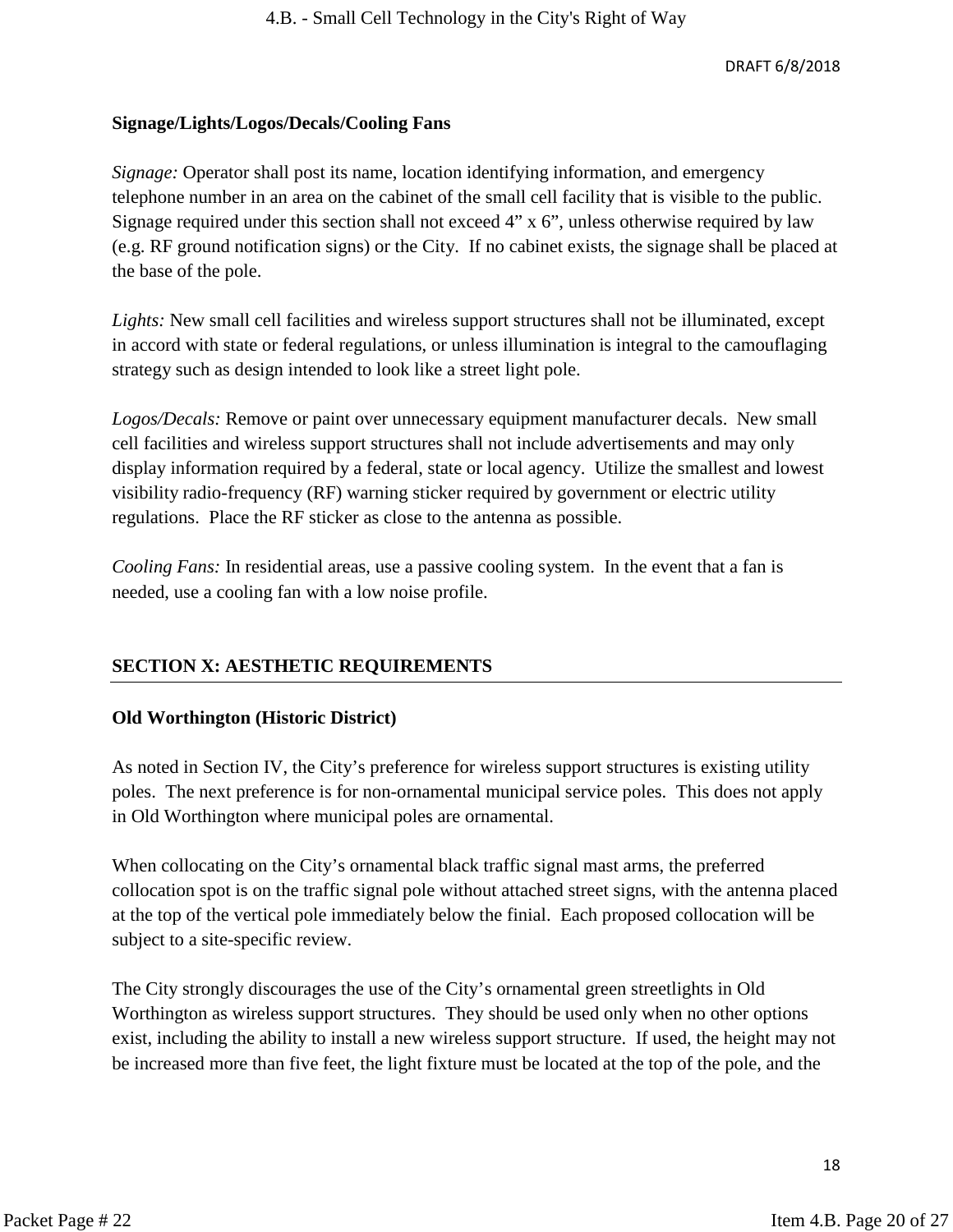### Signage/Lights/Logos/Decals/Cooling Fans

*Signage:* Operator shall post its name, location identifying information, and emergency telephone number in an area on the cabinet of the small cell facility that is visible to the public. Signage required under this section shall not exceed 4" x 6", unless otherwise required by law (e.g. RF ground notification signs) or the City. If no cabinet exists, the signage shall be placed at the base of the pole.

*Lights:* New small cell facilities and wireless support structures shall not be illuminated, except in accord with state or federal regulations, or unless illumination is integral to the camouflaging strategy such as design intended to look like a street light pole.

*Logos/Decals:* Remove or paint over unnecessary equipment manufacturer decals. New small cell facilities and wireless support structures shall not include advertisements and may only display information required by a federal, state or local agency. Utilize the smallest and lowest visibility radio-frequency (RF) warning sticker required by government or electric utility regulations. Place the RF sticker as close to the antenna as possible.

*Cooling Fans:* In residential areas, use a passive cooling system. In the event that a fan is needed, use a cooling fan with a low noise profile.

## SECTION X: AESTHETIC REQUIREMENTS

### Old Worthington (Historic District)

As noted in Section IV, the City's preference for wireless support structures is existing utility poles. The next preference is for non-ornamental municipal service poles. This does not apply in Old Worthington where municipal poles are ornamental.

When collocating on the City's ornamental black traffic signal mast arms, the preferred collocation spot is on the traffic signal pole without attached street signs, with the antenna placed at the top of the vertical pole immediately below the finial. Each proposed collocation will be subject to a site-specific review.

The City strongly discourages the use of the City's ornamental green streetlights in Old Worthington as wireless support structures. They should be used only when no other options exist, including the ability to install a new wireless support structure. If used, the height may not be increased more than five feet, the light fixture must be located at the top of the pole, and the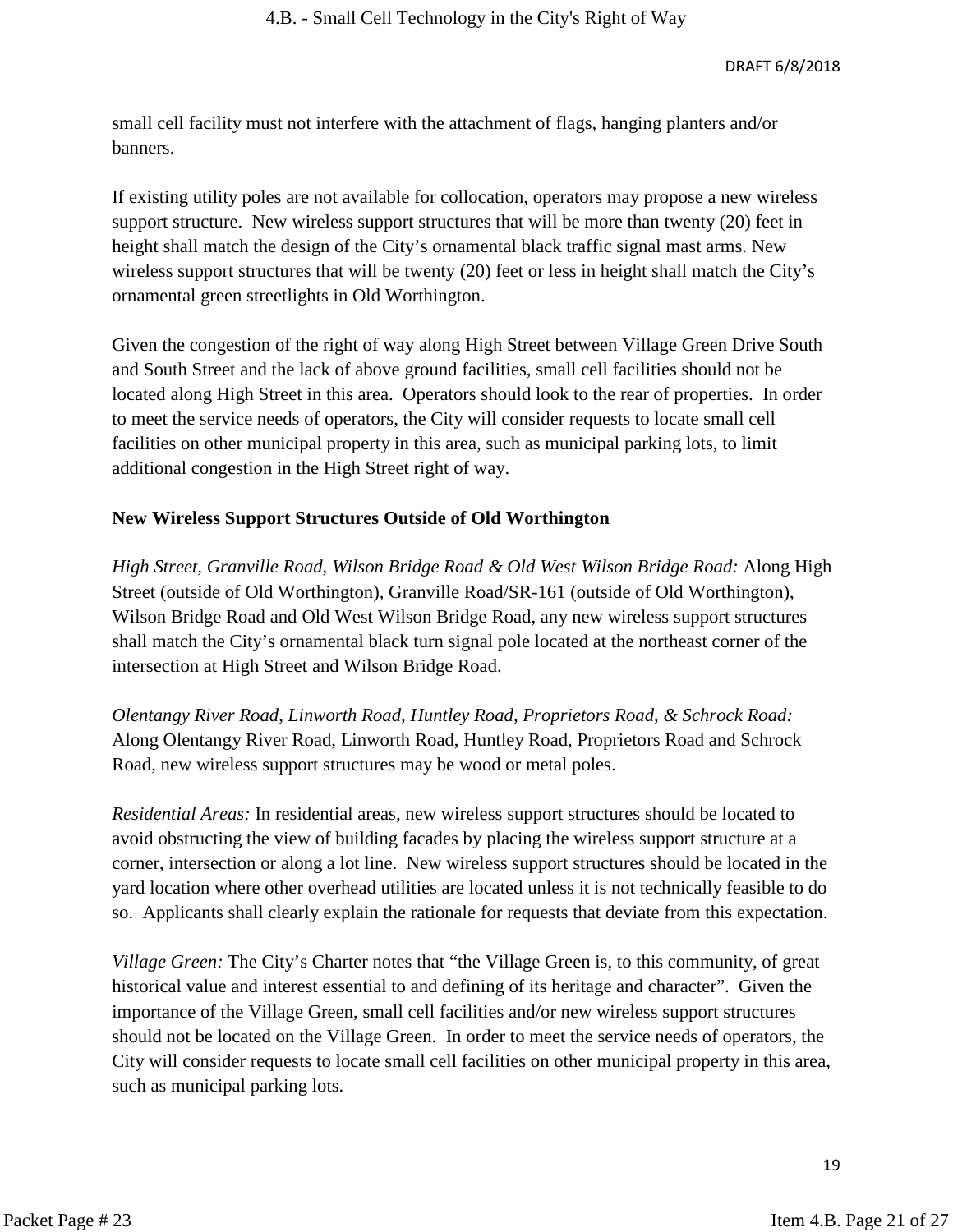small cell facility must not interfere with the attachment of flags, hanging planters and/or banners.

If existing utility poles are not available for collocation, operators may propose a new wireless support structure. New wireless support structures that will be more than twenty (20) feet in height shall match the design of the City's ornamental black traffic signal mast arms. New wireless support structures that will be twenty (20) feet or less in height shall match the City's ornamental green streetlights in Old Worthington.

Given the congestion of the right of way along High Street between Village Green Drive South and South Street and the lack of above ground facilities, small cell facilities should not be located along High Street in this area. Operators should look to the rear of properties. In order to meet the service needs of operators, the City will consider requests to locate small cell facilities on other municipal property in this area, such as municipal parking lots, to limit additional congestion in the High Street right of way.

**New Wireless Support Structures Outside of Old Worthington**

*High Street, Granville Road, Wilson Bridge Road & Old West Wilson Bridge Road:* Along High Street (outside of Old Worthington), Granville Road/SR-161 (outside of Old Worthington), Wilson Bridge Road and Old West Wilson Bridge Road, any new wireless support structures shall match the City's ornamental black turn signal pole located at the northeast corner of the intersection at High Street and Wilson Bridge Road.

*Olentangy River Road, Linworth Road, Huntley Road, Proprietors Road, & Schrock Road:* Along Olentangy River Road, Linworth Road, Huntley Road, Proprietors Road and Schrock Road, new wireless support structures may be wood or metal poles.

*Residential Areas:* In residential areas, new wireless support structures should be located to avoid obstructing the view of building facades by placing the wireless support structure at a corner, intersection or along a lot line. New wireless support structures should be located in the yard location where other overhead utilities are located unless it is not technically feasible to do so. Applicants shall clearly explain the rationale for requests that deviate from this expectation.

*Village Green:* The City's Charter notes that "the Village Green is, to this community, of great historical value and interest essential to and defining of its heritage and character". Given the importance of the Village Green, small cell facilities and/or new wireless support structures should not be located on the Village Green. In order to meet the service needs of operators, the City will consider requests to locate small cell facilities on other municipal property in this area, such as municipal parking lots.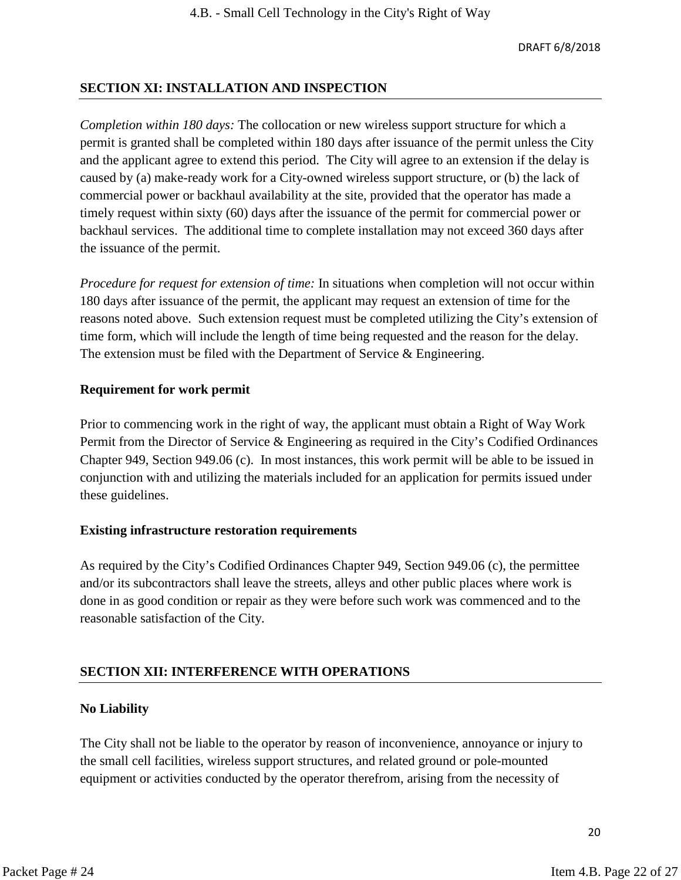## SECTION XI: INSTALLATION AND INSPECTION

*Completion within 180 days:* The collocation or new wireless support structure for which a permit is granted shall be completed within 180 days after issuance of the permit unless the City and the applicant agree to extend this period. The City will agree to an extension if the delay is caused by (a) make-ready work for a City-owned wireless support structure, or (b) the lack of commercial power or backhaul availability at the site, provided that the operator has made a timely request within sixty (60) days after the issuance of the permit for commercial power or backhaul services. The additional time to complete installation may not exceed 360 days after the issuance of the permit.

*Procedure for request for extension of time:* In situations when completion will not occur within 180 days after issuance of the permit, the applicant may request an extension of time for the reasons noted above. Such extension request must be completed utilizing the City's extension of time form, which will include the length of time being requested and the reason for the delay. The extension must be filed with the Department of Service & Engineering.

**Requirement for work permit**

Prior to commencing work in the right of way, the applicant must obtain a Right of Way Work Permit from the Director of Service & Engineering as required in the City's Codified Ordinances Chapter 949, Section 949.06 (c). In most instances, this work permit will be able to be issued in conjunction with and utilizing the materials included for an application for permits issued under these guidelines.

**Existing infrastructure restoration requirements**

As required by the City's Codified Ordinances Chapter 949, Section 949.06 (c), the permittee and/or its subcontractors shall leave the streets, alleys and other public places where work is done in as good condition or repair as they were before such work was commenced and to the reasonable satisfaction of the City.

## SECTION XII: INTERFERENCE WITH OPERATIONS

**No Liability**

The City shall not be liable to the operator by reason of inconvenience, annoyance or injury to the small cell facilities, wireless support structures, and related ground or pole-mounted equipment or activities conducted by the operator therefrom, arising from the necessity of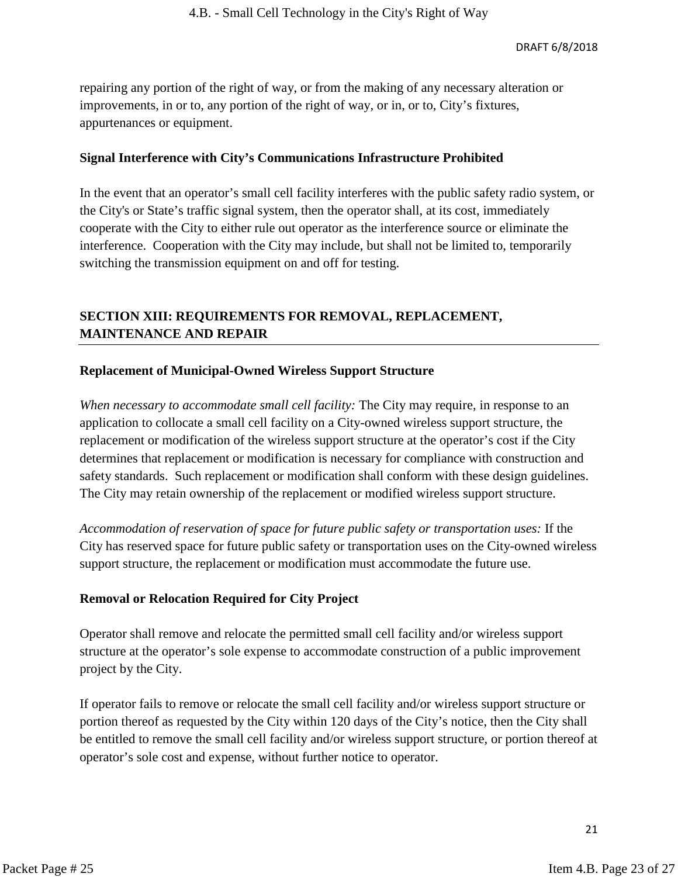repairing any portion of the right of way, or from the making of any necessary alteration or improvements, in or to, any portion of the right of way, or in, or to, City's fixtures, appurtenances or equipment.

**Signal Interference with City's Communications Infrastructure Prohibited**

In the event that an operator's small cell facility interferes with the public safety radio system, or the City's or State's traffic signal system, then the operator shall, at its cost, immediately cooperate with the City to either rule out operator as the interference source or eliminate the interference. Cooperation with the City may include, but shall not be limited to, temporarily switching the transmission equipment on and off for testing.

## SECTION XIII: REQUIREMENTS FOR REMOVAL, REPLACEMENT, MAINTENANCE AND REPAIR

**Replacement of Municipal-Owned Wireless Support Structure**

*When necessary to accommodate small cell facility:* The City may require, in response to an application to collocate a small cell facility on a City-owned wireless support structure, the replacement or modification of the wireless support structure at the operator's cost if the City determines that replacement or modification is necessary for compliance with construction and safety standards. Such replacement or modification shall conform with these design guidelines. The City may retain ownership of the replacement or modified wireless support structure.

*Accommodation of reservation of space for future public safety or transportation uses:* If the City has reserved space for future public safety or transportation uses on the City-owned wireless support structure, the replacement or modification must accommodate the future use.

**Removal or Relocation Required for City Project**

Operator shall remove and relocate the permitted small cell facility and/or wireless support structure at the operator's sole expense to accommodate construction of a public improvement project by the City.

If operator fails to remove or relocate the small cell facility and/or wireless support structure or portion thereof as requested by the City within 120 days of the City's notice, then the City shall be entitled to remove the small cell facility and/or wireless support structure, or portion thereof at operator's sole cost and expense, without further notice to operator.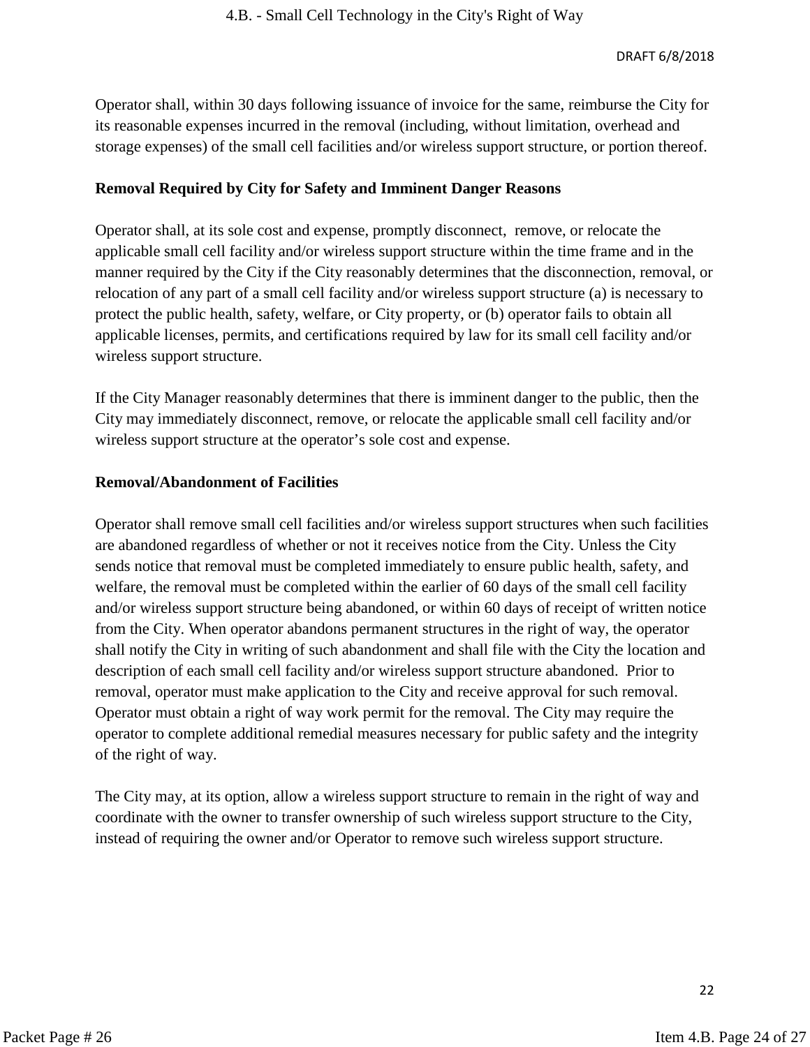Operator shall, within 30 days following issuance of invoice for the same, reimburse the City for its reasonable expenses incurred in the removal (including, without limitation, overhead and storage expenses) of the small cell facilities and/or wireless support structure, or portion thereof.

**Removal Required by City for Safety and Imminent Danger Reasons**

Operator shall, at its sole cost and expense, promptly disconnect, remove, or relocate the applicable small cell facility and/or wireless support structure within the time frame and in the manner required by the City if the City reasonably determines that the disconnection, removal, or relocation of any part of a small cell facility and/or wireless support structure (a) is necessary to protect the public health, safety, welfare, or City property, or (b) operator fails to obtain all applicable licenses, permits, and certifications required by law for its small cell facility and/or wireless support structure.

If the City Manager reasonably determines that there is imminent danger to the public, then the City may immediately disconnect, remove, or relocate the applicable small cell facility and/or wireless support structure at the operator's sole cost and expense.

**Removal/Abandonment of Facilities**

Operator shall remove small cell facilities and/or wireless support structures when such facilities are abandoned regardless of whether or not it receives notice from the City. Unless the City sends notice that removal must be completed immediately to ensure public health, safety, and welfare, the removal must be completed within the earlier of 60 days of the small cell facility and/or wireless support structure being abandoned, or within 60 days of receipt of written notice from the City. When operator abandons permanent structures in the right of way, the operator shall notify the City in writing of such abandonment and shall file with the City the location and description of each small cell facility and/or wireless support structure abandoned. Prior to removal, operator must make application to the City and receive approval for such removal. Operator must obtain a right of way work permit for the removal. The City may require the operator to complete additional remedial measures necessary for public safety and the integrity of the right of way.

The City may, at its option, allow a wireless support structure to remain in the right of way and coordinate with the owner to transfer ownership of such wireless support structure to the City, instead of requiring the owner and/or Operator to remove such wireless support structure.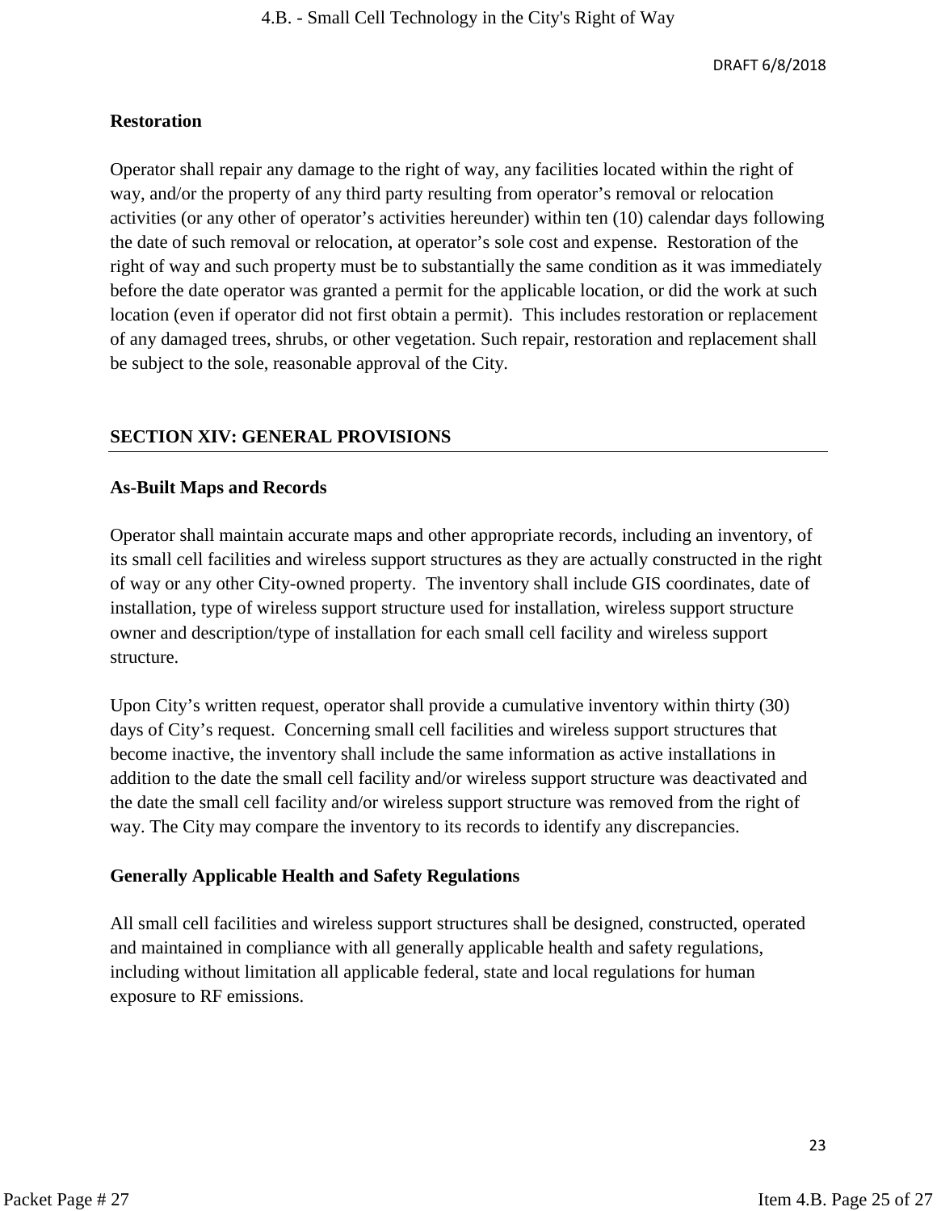**Restoration**

Operator shall repair any damage to the right of way, any facilities located within the right of way, and/or the property of any third party resulting from operator's removal or relocation activities (or any other of operator's activities hereunder) within ten (10) calendar days following the date of such removal or relocation, at operator's sole cost and expense. Restoration of the right of way and such property must be to substantially the same condition as it was immediately before the date operator was granted a permit for the applicable location, or did the work at such location (even if operator did not first obtain a permit). This includes restoration or replacement of any damaged trees, shrubs, or other vegetation. Such repair, restoration and replacement shall be subject to the sole, reasonable approval of the City.

## SECTION XIV: GENERAL PROVISIONS

**As-Built Maps and Records**

Operator shall maintain accurate maps and other appropriate records, including an inventory, of its small cell facilities and wireless support structures as they are actually constructed in the right of way or any other City-owned property. The inventory shall include GIS coordinates, date of installation, type of wireless support structure used for installation, wireless support structure owner and description/type of installation for each small cell facility and wireless support structure.

Upon City's written request, operator shall provide a cumulative inventory within thirty (30) days of City's request. Concerning small cell facilities and wireless support structures that become inactive, the inventory shall include the same information as active installations in addition to the date the small cell facility and/or wireless support structure was deactivated and the date the small cell facility and/or wireless support structure was removed from the right of way. The City may compare the inventory to its records to identify any discrepancies.

**Generally Applicable Health and Safety Regulations**

All small cell facilities and wireless support structures shall be designed, constructed, operated and maintained in compliance with all generally applicable health and safety regulations, including without limitation all applicable federal, state and local regulations for human exposure to RF emissions.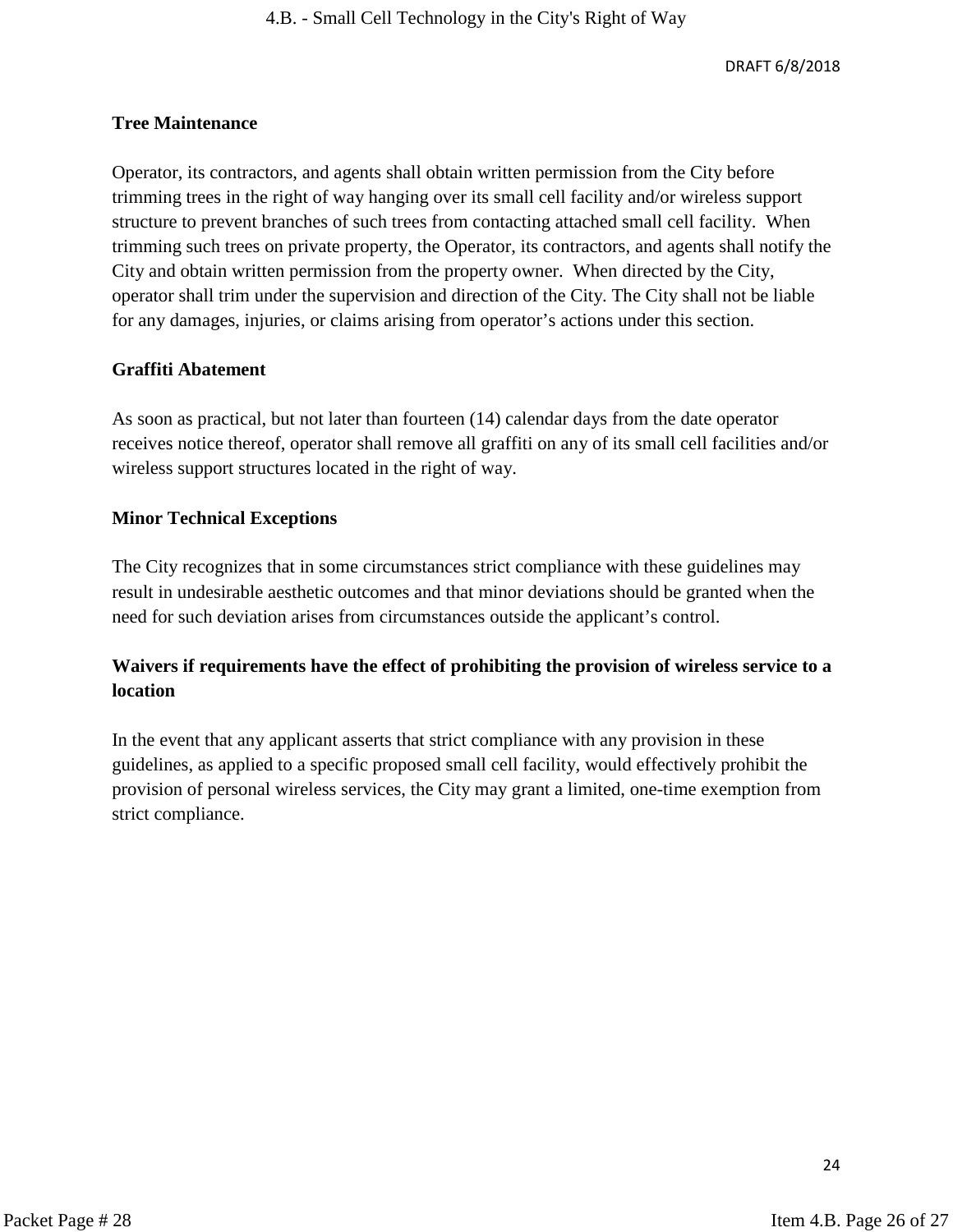DRAFT 6/8/2018

**Tree Maintenance**

Operator, its contractors, and agents shall obtain written permission from the City before trimming trees in the right of way hanging over its small cell facility and/or wireless support structure to prevent branches of such trees from contacting attached small cell facility. When trimming such trees on private property, the Operator, its contractors, and agents shall notify the City and obtain written permission from the property owner. When directed by the City, operator shall trim under the supervision and direction of the City. The City shall not be liable for any damages, injuries, or claims arising from operator's actions under this section.

**Graffiti Abatement**

As soon as practical, but not later than fourteen (14) calendar days from the date operator receives notice thereof, operator shall remove all graffiti on any of its small cell facilities and/or wireless support structures located in the right of way.

**Minor Technical Exceptions**

The City recognizes that in some circumstances strict compliance with these guidelines may result in undesirable aesthetic outcomes and that minor deviations should be granted when the need for such deviation arises from circumstances outside the applicant's control.

**Waivers if requirements have the effect of prohibiting the provision of wireless service to a location**

In the event that any applicant asserts that strict compliance with any provision in these guidelines, as applied to a specific proposed small cell facility, would effectively prohibit the provision of personal wireless services, the City may grant a limited, one-time exemption from strict compliance.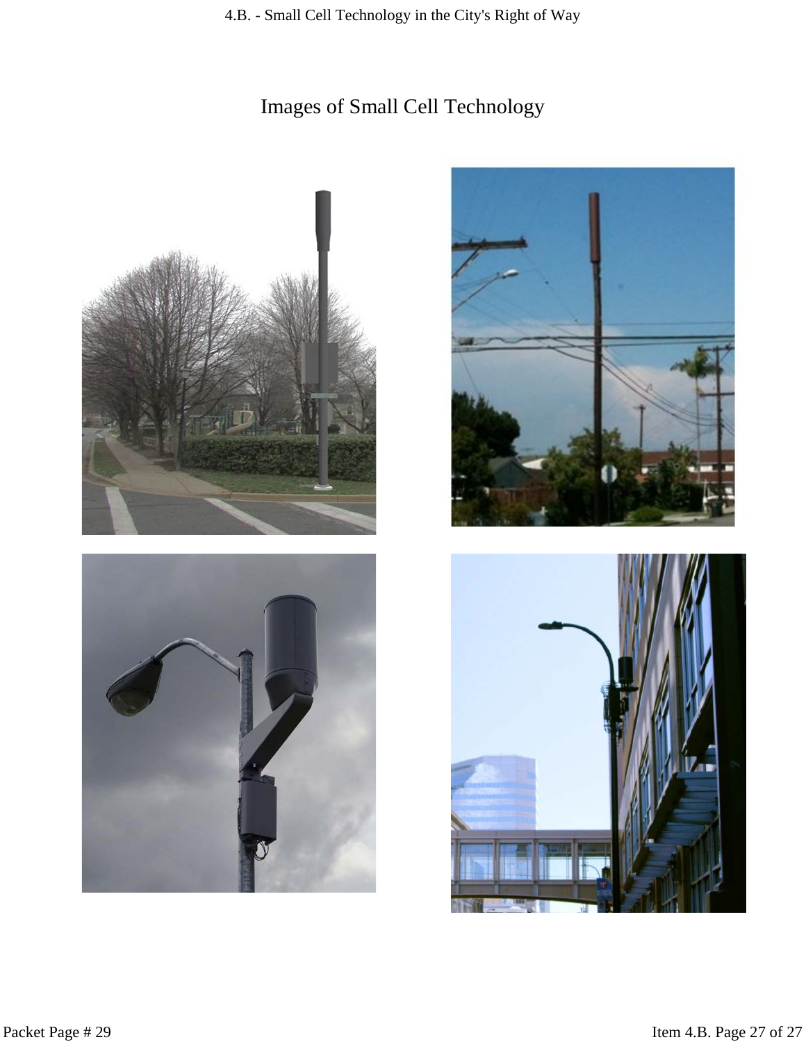# Images of Small Cell Technology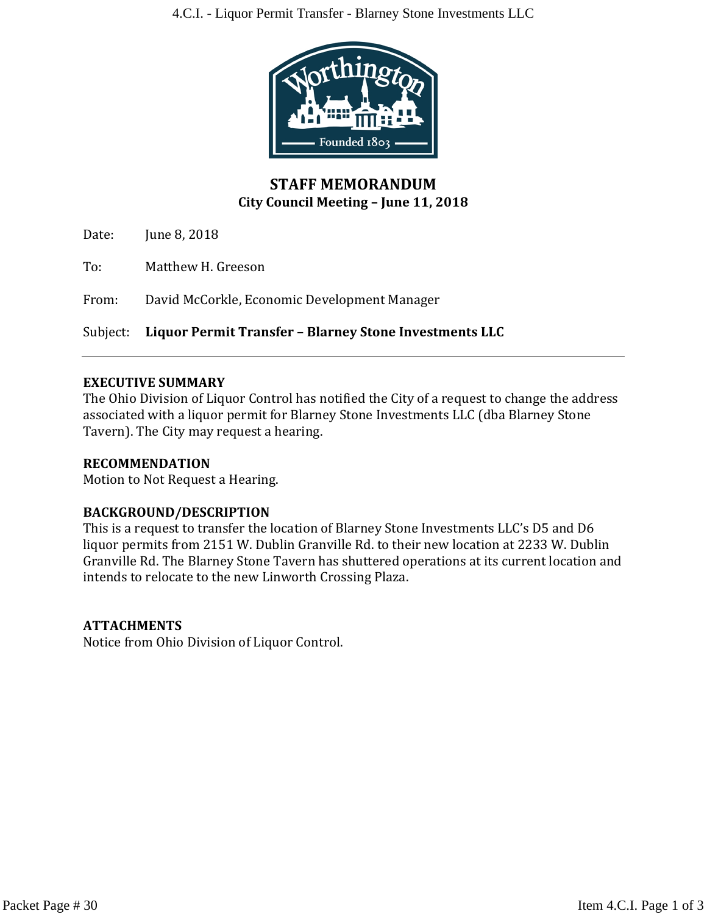# STAFF MEMORANDUM
## City Council Meeting – June 11, 2018

Date: June 8, 2018

To: Matthew H. Greeson

From: David McCorkle, Economic Development Manager

Subject: **Liquor Permit Transfer – Blarney Stone Investments LLC**

---

**EXECUTIVE SUMMARY**

The Ohio Division of Liquor Control has notified the City of a request to change the address associated with a liquor permit for Blarney Stone Investments LLC (dba Blarney Stone Tavern). The City may request a hearing.

**RECOMMENDATION**

Motion to Not Request a Hearing.

**BACKGROUND/DESCRIPTION**

This is a request to transfer the location of Blarney Stone Investments LLC's D5 and D6 liquor permits from 2151 W. Dublin Granville Rd. to their new location at 2233 W. Dublin Granville Rd. The Blarney Stone Tavern has shuttered operations at its current location and intends to relocate to the new Linworth Crossing Plaza.

**ATTACHMENTS**

Notice from Ohio Division of Liquor Control.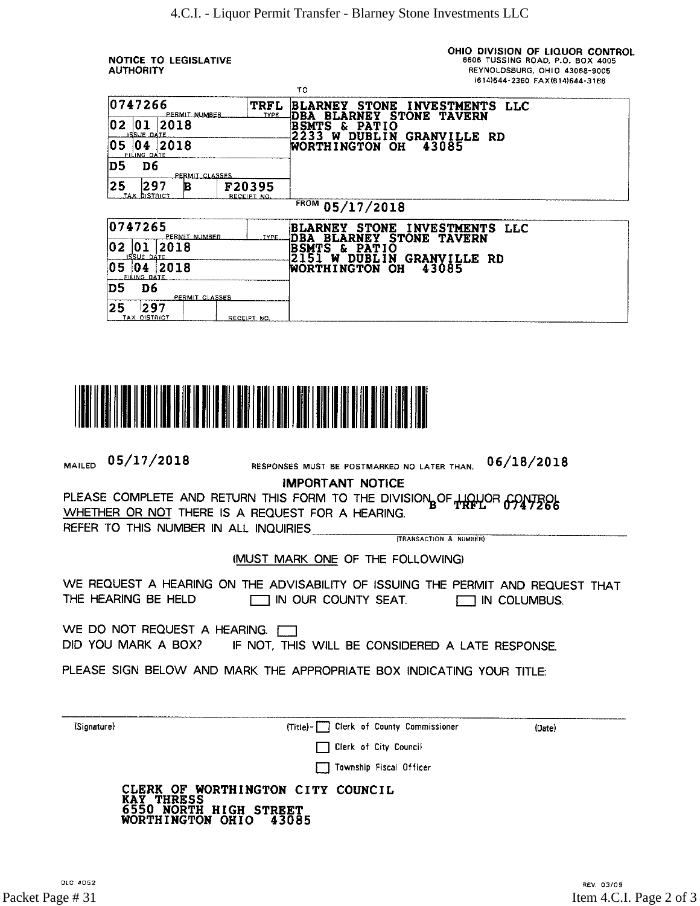**NOTICE TO LEGISLATIVE AUTHORITY**

**OHIO DIVISION OF LIQUOR CONTROL**
6606 TUSSING ROAD, P.O. BOX 4005
REYNOLDSBURG, OHIO 43068-9005
(614)644-2360 FAX(614)644-3166

TO

| Field | Value |
|---|---|
| PERMIT NUMBER | 0747266 |
| TYPE | TRFL |
| ISSUE DATE | 02 01 2018 |
| FILING DATE | 05 04 2018 |
| PERMIT CLASSES | D5 D6 |
| TAX DISTRICT | 25 297 |
| | B |
| RECEIPT NO. | F20395 |

BLARNEY STONE INVESTMENTS LLC
DBA BLARNEY STONE TAVERN
BSMTS & PATIO
2233 W DUBLIN GRANVILLE RD
WORTHINGTON OH 43085

FROM 05/17/2018

| Field | Value |
|---|---|
| PERMIT NUMBER | 0747265 |
| TYPE | |
| ISSUE DATE | 02 01 2018 |
| FILING DATE | 05 04 2018 |
| PERMIT CLASSES | D5 D6 |
| TAX DISTRICT | 25 297 |
| RECEIPT NO. | |

BLARNEY STONE INVESTMENTS LLC
DBA BLARNEY STONE TAVERN
BSMTS & PATIO
2151 W DUBLIN GRANVILLE RD
WORTHINGTON OH 43085

MAILED 05/17/2018 RESPONSES MUST BE POSTMARKED NO LATER THAN. 06/18/2018

**IMPORTANT NOTICE**

PLEASE COMPLETE AND RETURN THIS FORM TO THE DIVISION OF LIQUOR CONTROL
WHETHER OR NOT THERE IS A REQUEST FOR A HEARING.
REFER TO THIS NUMBER IN ALL INQUIRIES B TRFL 0747266
(TRANSACTION & NUMBER)

(MUST MARK ONE OF THE FOLLOWING)

WE REQUEST A HEARING ON THE ADVISABILITY OF ISSUING THE PERMIT AND REQUEST THAT THE HEARING BE HELD ☐ IN OUR COUNTY SEAT. ☐ IN COLUMBUS.

WE DO NOT REQUEST A HEARING. ☐
DID YOU MARK A BOX? IF NOT, THIS WILL BE CONSIDERED A LATE RESPONSE.

PLEASE SIGN BELOW AND MARK THE APPROPRIATE BOX INDICATING YOUR TITLE:

(Signature) (Title)- ☐ Clerk of County Commissioner (Date)
☐ Clerk of City Council
☐ Township Fiscal Officer

CLERK OF WORTHINGTON CITY COUNCIL
KAY THRESS
6550 NORTH HIGH STREET
WORTHINGTON OHIO 43085

DLC 4052 REV. 03/09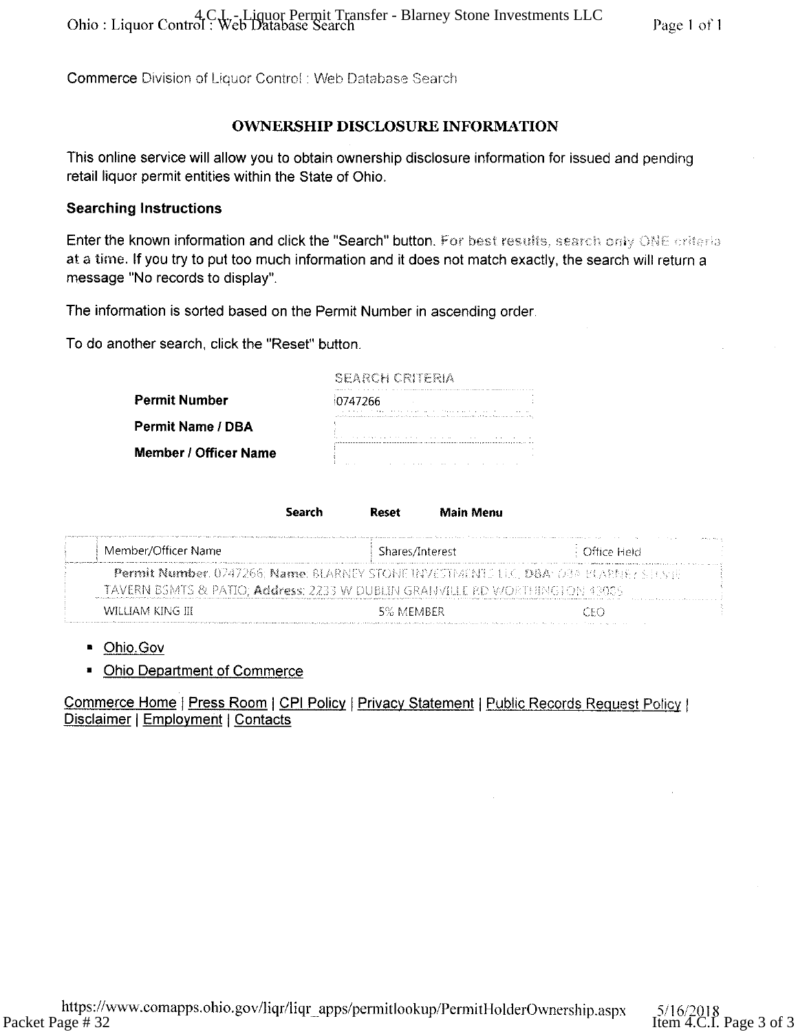Commerce Division of Liquor Control : Web Database Search

## OWNERSHIP DISCLOSURE INFORMATION

This online service will allow you to obtain ownership disclosure information for issued and pending retail liquor permit entities within the State of Ohio.

### Searching Instructions

Enter the known information and click the "Search" button. For best results, search only ONE criteria at a time. If you try to put too much information and it does not match exactly, the search will return a message "No records to display".

The information is sorted based on the Permit Number in ascending order.

To do another search, click the "Reset" button.

| | SEARCH CRITERIA |
|---|---|
| **Permit Number** | 0747266 |
| **Permit Name / DBA** | |
| **Member / Officer Name** | |

**Search** **Reset** **Main Menu**

| Member/Officer Name | Shares/Interest | Office Held |
|---|---|---|
| **Permit Number**: 0747266; **Name**: BLARNEY STONE INVESTMENTS LLC; **DBA**: DBA BLARNEY STONE TAVERN BSMTS & PATIO; **Address**: 2233 W DUBLIN GRANVILLE RD WORTHINGTON 43085 | | |
| WILLIAM KING III | 5% MEMBER | CEO |

- Ohio.Gov
- Ohio Department of Commerce

Commerce Home | Press Room | CPI Policy | Privacy Statement | Public Records Request Policy | Disclaimer | Employment | Contacts

https://www.comapps.ohio.gov/liqr/liqr_apps/permitlookup/PermitHolderOwnership.aspx 5/16/2018